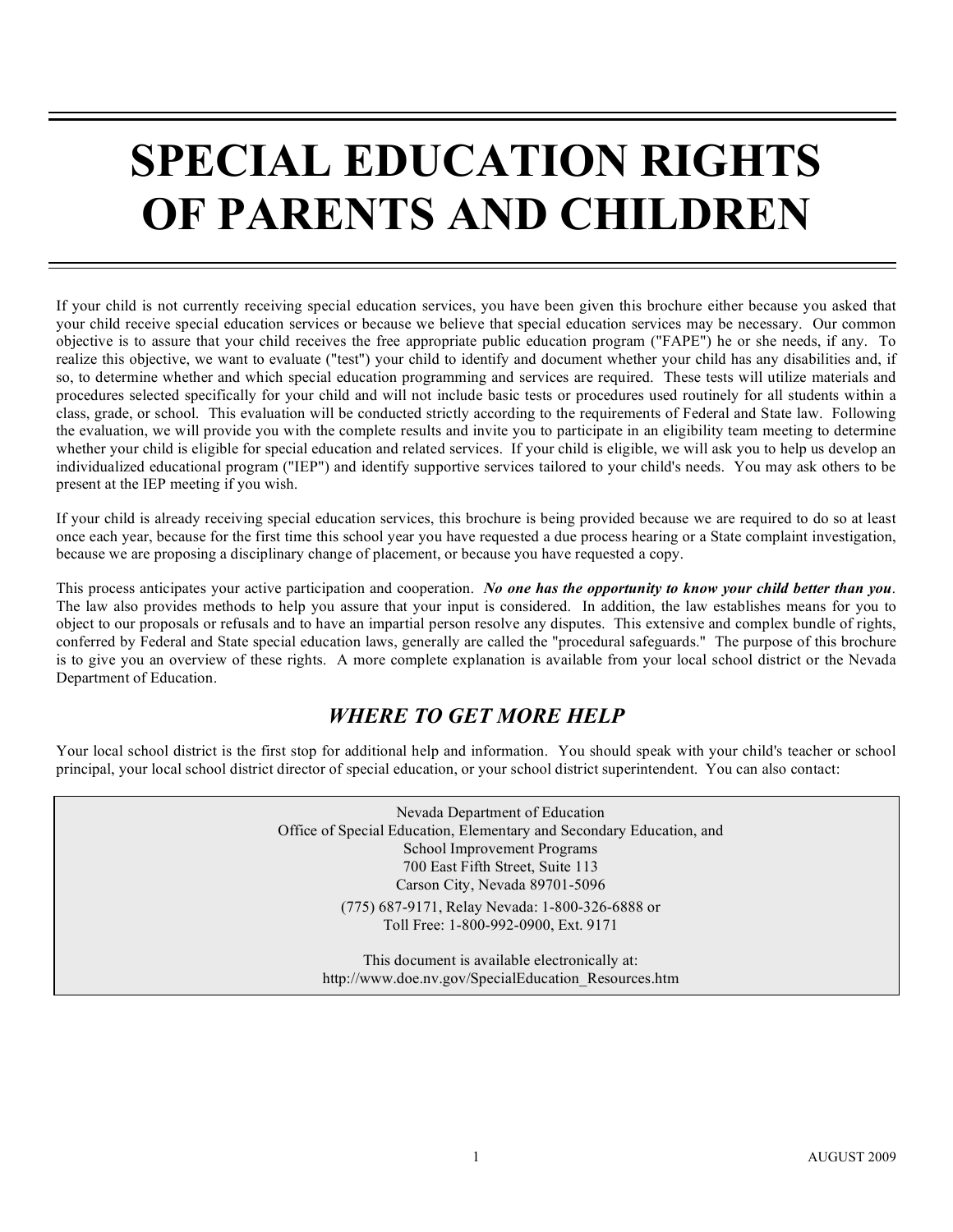# SPECIAL EDUCATION RIGHTS OF PARENTS AND CHILDREN

If your child is not currently receiving special education services, you have been given this brochure either because you asked that your child receive special education services or because we believe that special education services may be necessary. Our common objective is to assure that your child receives the free appropriate public education program ("FAPE") he or she needs, if any. To realize this objective, we want to evaluate ("test") your child to identify and document whether your child has any disabilities and, if so, to determine whether and which special education programming and services are required. These tests will utilize materials and procedures selected specifically for your child and will not include basic tests or procedures used routinely for all students within a class, grade, or school. This evaluation will be conducted strictly according to the requirements of Federal and State law. Following the evaluation, we will provide you with the complete results and invite you to participate in an eligibility team meeting to determine whether your child is eligible for special education and related services. If your child is eligible, we will ask you to help us develop an individualized educational program ("IEP") and identify supportive services tailored to your child's needs. You may ask others to be present at the IEP meeting if you wish.

If your child is already receiving special education services, this brochure is being provided because we are required to do so at least once each year, because for the first time this school year you have requested a due process hearing or a State complaint investigation, because we are proposing a disciplinary change of placement, or because you have requested a copy.

This process anticipates your active participation and cooperation. ***No one has the opportunity to know your child better than you***. The law also provides methods to help you assure that your input is considered. In addition, the law establishes means for you to object to our proposals or refusals and to have an impartial person resolve any disputes. This extensive and complex bundle of rights, conferred by Federal and State special education laws, generally are called the "procedural safeguards." The purpose of this brochure is to give you an overview of these rights. A more complete explanation is available from your local school district or the Nevada Department of Education.

## *WHERE TO GET MORE HELP*

Your local school district is the first stop for additional help and information. You should speak with your child's teacher or school principal, your local school district director of special education, or your school district superintendent. You can also contact:

Nevada Department of Education
Office of Special Education, Elementary and Secondary Education, and
School Improvement Programs
700 East Fifth Street, Suite 113
Carson City, Nevada 89701-5096

(775) 687-9171, Relay Nevada: 1-800-326-6888 or
Toll Free: 1-800-992-0900, Ext. 9171

This document is available electronically at:
http://www.doe.nv.gov/SpecialEducation_Resources.htm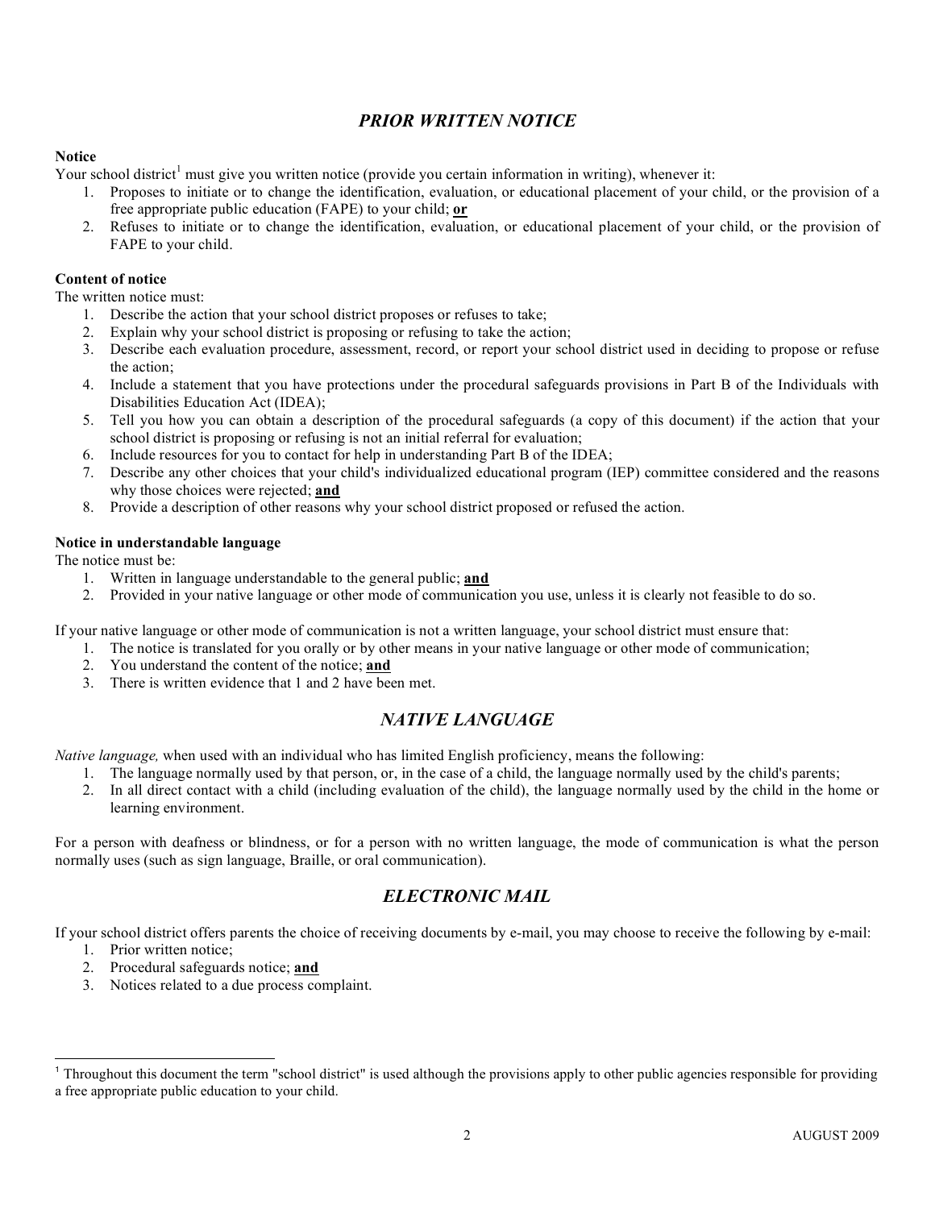## *PRIOR WRITTEN NOTICE*

**Notice**

Your school district[1] must give you written notice (provide you certain information in writing), whenever it:

1. Proposes to initiate or to change the identification, evaluation, or educational placement of your child, or the provision of a free appropriate public education (FAPE) to your child; **or**
2. Refuses to initiate or to change the identification, evaluation, or educational placement of your child, or the provision of FAPE to your child.

**Content of notice**

The written notice must:

1. Describe the action that your school district proposes or refuses to take;
2. Explain why your school district is proposing or refusing to take the action;
3. Describe each evaluation procedure, assessment, record, or report your school district used in deciding to propose or refuse the action;
4. Include a statement that you have protections under the procedural safeguards provisions in Part B of the Individuals with Disabilities Education Act (IDEA);
5. Tell you how you can obtain a description of the procedural safeguards (a copy of this document) if the action that your school district is proposing or refusing is not an initial referral for evaluation;
6. Include resources for you to contact for help in understanding Part B of the IDEA;
7. Describe any other choices that your child's individualized educational program (IEP) committee considered and the reasons why those choices were rejected; **and**
8. Provide a description of other reasons why your school district proposed or refused the action.

**Notice in understandable language**

The notice must be:

1. Written in language understandable to the general public; **and**
2. Provided in your native language or other mode of communication you use, unless it is clearly not feasible to do so.

If your native language or other mode of communication is not a written language, your school district must ensure that:

1. The notice is translated for you orally or by other means in your native language or other mode of communication;
2. You understand the content of the notice; **and**
3. There is written evidence that 1 and 2 have been met.

## *NATIVE LANGUAGE*

*Native language,* when used with an individual who has limited English proficiency, means the following:

1. The language normally used by that person, or, in the case of a child, the language normally used by the child's parents;
2. In all direct contact with a child (including evaluation of the child), the language normally used by the child in the home or learning environment.

For a person with deafness or blindness, or for a person with no written language, the mode of communication is what the person normally uses (such as sign language, Braille, or oral communication).

## *ELECTRONIC MAIL*

If your school district offers parents the choice of receiving documents by e-mail, you may choose to receive the following by e-mail:

1. Prior written notice;
2. Procedural safeguards notice; **and**
3. Notices related to a due process complaint.

---

[1] Throughout this document the term "school district" is used although the provisions apply to other public agencies responsible for providing a free appropriate public education to your child.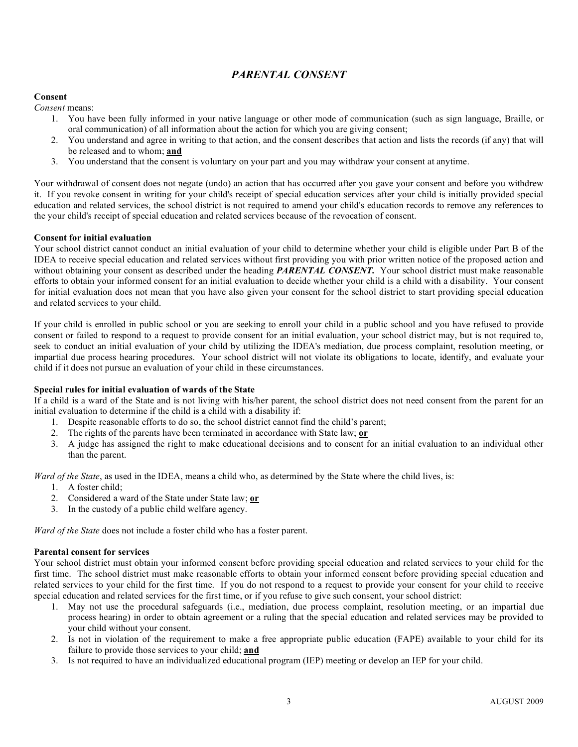## *PARENTAL CONSENT*

### Consent

*Consent* means:

1. You have been fully informed in your native language or other mode of communication (such as sign language, Braille, or oral communication) of all information about the action for which you are giving consent;
2. You understand and agree in writing to that action, and the consent describes that action and lists the records (if any) that will be released and to whom; **and**
3. You understand that the consent is voluntary on your part and you may withdraw your consent at anytime.

Your withdrawal of consent does not negate (undo) an action that has occurred after you gave your consent and before you withdrew it. If you revoke consent in writing for your child's receipt of special education services after your child is initially provided special education and related services, the school district is not required to amend your child's education records to remove any references to the your child's receipt of special education and related services because of the revocation of consent.

### Consent for initial evaluation

Your school district cannot conduct an initial evaluation of your child to determine whether your child is eligible under Part B of the IDEA to receive special education and related services without first providing you with prior written notice of the proposed action and without obtaining your consent as described under the heading ***PARENTAL CONSENT.*** Your school district must make reasonable efforts to obtain your informed consent for an initial evaluation to decide whether your child is a child with a disability. Your consent for initial evaluation does not mean that you have also given your consent for the school district to start providing special education and related services to your child.

If your child is enrolled in public school or you are seeking to enroll your child in a public school and you have refused to provide consent or failed to respond to a request to provide consent for an initial evaluation, your school district may, but is not required to, seek to conduct an initial evaluation of your child by utilizing the IDEA's mediation, due process complaint, resolution meeting, or impartial due process hearing procedures. Your school district will not violate its obligations to locate, identify, and evaluate your child if it does not pursue an evaluation of your child in these circumstances.

### Special rules for initial evaluation of wards of the State

If a child is a ward of the State and is not living with his/her parent, the school district does not need consent from the parent for an initial evaluation to determine if the child is a child with a disability if:

1. Despite reasonable efforts to do so, the school district cannot find the child's parent;
2. The rights of the parents have been terminated in accordance with State law; **or**
3. A judge has assigned the right to make educational decisions and to consent for an initial evaluation to an individual other than the parent.

*Ward of the State*, as used in the IDEA, means a child who, as determined by the State where the child lives, is:

1. A foster child;
2. Considered a ward of the State under State law; **or**
3. In the custody of a public child welfare agency.

*Ward of the State* does not include a foster child who has a foster parent.

### Parental consent for services

Your school district must obtain your informed consent before providing special education and related services to your child for the first time. The school district must make reasonable efforts to obtain your informed consent before providing special education and related services to your child for the first time. If you do not respond to a request to provide your consent for your child to receive special education and related services for the first time, or if you refuse to give such consent, your school district:

1. May not use the procedural safeguards (i.e., mediation, due process complaint, resolution meeting, or an impartial due process hearing) in order to obtain agreement or a ruling that the special education and related services may be provided to your child without your consent.
2. Is not in violation of the requirement to make a free appropriate public education (FAPE) available to your child for its failure to provide those services to your child; **and**
3. Is not required to have an individualized educational program (IEP) meeting or develop an IEP for your child.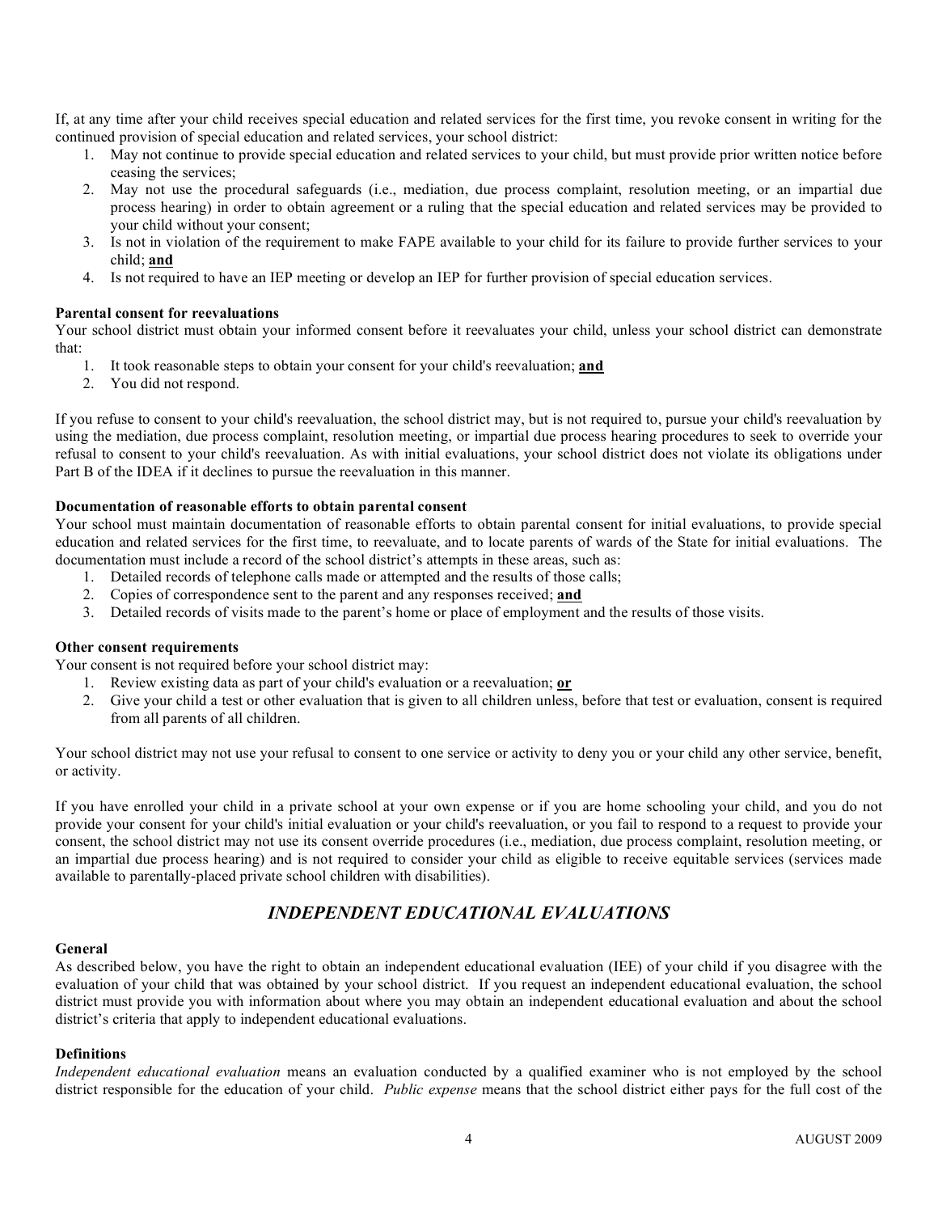If, at any time after your child receives special education and related services for the first time, you revoke consent in writing for the continued provision of special education and related services, your school district:

1. May not continue to provide special education and related services to your child, but must provide prior written notice before ceasing the services;
2. May not use the procedural safeguards (i.e., mediation, due process complaint, resolution meeting, or an impartial due process hearing) in order to obtain agreement or a ruling that the special education and related services may be provided to your child without your consent;
3. Is not in violation of the requirement to make FAPE available to your child for its failure to provide further services to your child; **and**
4. Is not required to have an IEP meeting or develop an IEP for further provision of special education services.

**Parental consent for reevaluations**

Your school district must obtain your informed consent before it reevaluates your child, unless your school district can demonstrate that:

1. It took reasonable steps to obtain your consent for your child's reevaluation; **and**
2. You did not respond.

If you refuse to consent to your child's reevaluation, the school district may, but is not required to, pursue your child's reevaluation by using the mediation, due process complaint, resolution meeting, or impartial due process hearing procedures to seek to override your refusal to consent to your child's reevaluation. As with initial evaluations, your school district does not violate its obligations under Part B of the IDEA if it declines to pursue the reevaluation in this manner.

**Documentation of reasonable efforts to obtain parental consent**

Your school must maintain documentation of reasonable efforts to obtain parental consent for initial evaluations, to provide special education and related services for the first time, to reevaluate, and to locate parents of wards of the State for initial evaluations. The documentation must include a record of the school district's attempts in these areas, such as:

1. Detailed records of telephone calls made or attempted and the results of those calls;
2. Copies of correspondence sent to the parent and any responses received; **and**
3. Detailed records of visits made to the parent's home or place of employment and the results of those visits.

**Other consent requirements**

Your consent is not required before your school district may:

1. Review existing data as part of your child's evaluation or a reevaluation; **or**
2. Give your child a test or other evaluation that is given to all children unless, before that test or evaluation, consent is required from all parents of all children.

Your school district may not use your refusal to consent to one service or activity to deny you or your child any other service, benefit, or activity.

If you have enrolled your child in a private school at your own expense or if you are home schooling your child, and you do not provide your consent for your child's initial evaluation or your child's reevaluation, or you fail to respond to a request to provide your consent, the school district may not use its consent override procedures (i.e., mediation, due process complaint, resolution meeting, or an impartial due process hearing) and is not required to consider your child as eligible to receive equitable services (services made available to parentally-placed private school children with disabilities).

## *INDEPENDENT EDUCATIONAL EVALUATIONS*

**General**

As described below, you have the right to obtain an independent educational evaluation (IEE) of your child if you disagree with the evaluation of your child that was obtained by your school district. If you request an independent educational evaluation, the school district must provide you with information about where you may obtain an independent educational evaluation and about the school district's criteria that apply to independent educational evaluations.

**Definitions**

*Independent educational evaluation* means an evaluation conducted by a qualified examiner who is not employed by the school district responsible for the education of your child. *Public expense* means that the school district either pays for the full cost of the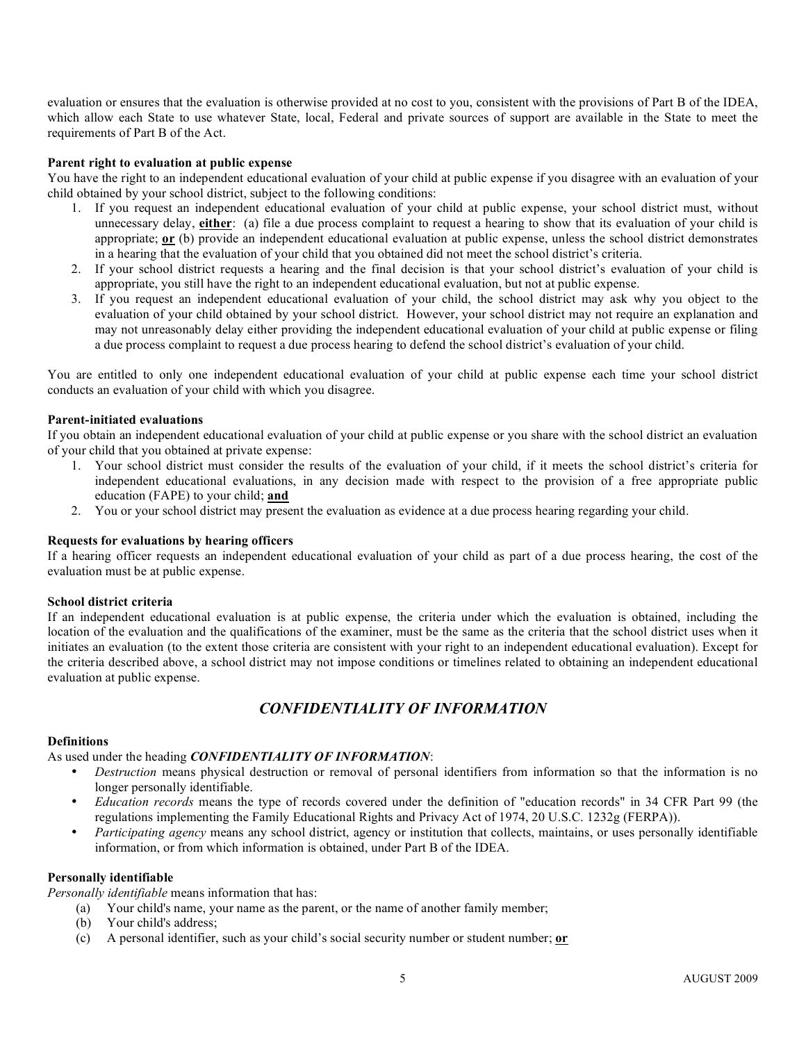evaluation or ensures that the evaluation is otherwise provided at no cost to you, consistent with the provisions of Part B of the IDEA, which allow each State to use whatever State, local, Federal and private sources of support are available in the State to meet the requirements of Part B of the Act.

**Parent right to evaluation at public expense**

You have the right to an independent educational evaluation of your child at public expense if you disagree with an evaluation of your child obtained by your school district, subject to the following conditions:

1. If you request an independent educational evaluation of your child at public expense, your school district must, without unnecessary delay, **either**: (a) file a due process complaint to request a hearing to show that its evaluation of your child is appropriate; **or** (b) provide an independent educational evaluation at public expense, unless the school district demonstrates in a hearing that the evaluation of your child that you obtained did not meet the school district's criteria.
2. If your school district requests a hearing and the final decision is that your school district's evaluation of your child is appropriate, you still have the right to an independent educational evaluation, but not at public expense.
3. If you request an independent educational evaluation of your child, the school district may ask why you object to the evaluation of your child obtained by your school district. However, your school district may not require an explanation and may not unreasonably delay either providing the independent educational evaluation of your child at public expense or filing a due process complaint to request a due process hearing to defend the school district's evaluation of your child.

You are entitled to only one independent educational evaluation of your child at public expense each time your school district conducts an evaluation of your child with which you disagree.

**Parent-initiated evaluations**

If you obtain an independent educational evaluation of your child at public expense or you share with the school district an evaluation of your child that you obtained at private expense:

1. Your school district must consider the results of the evaluation of your child, if it meets the school district's criteria for independent educational evaluations, in any decision made with respect to the provision of a free appropriate public education (FAPE) to your child; **and**
2. You or your school district may present the evaluation as evidence at a due process hearing regarding your child.

**Requests for evaluations by hearing officers**

If a hearing officer requests an independent educational evaluation of your child as part of a due process hearing, the cost of the evaluation must be at public expense.

**School district criteria**

If an independent educational evaluation is at public expense, the criteria under which the evaluation is obtained, including the location of the evaluation and the qualifications of the examiner, must be the same as the criteria that the school district uses when it initiates an evaluation (to the extent those criteria are consistent with your right to an independent educational evaluation). Except for the criteria described above, a school district may not impose conditions or timelines related to obtaining an independent educational evaluation at public expense.

## *CONFIDENTIALITY OF INFORMATION*

**Definitions**

As used under the heading ***CONFIDENTIALITY OF INFORMATION***:

- *Destruction* means physical destruction or removal of personal identifiers from information so that the information is no longer personally identifiable.
- *Education records* means the type of records covered under the definition of "education records" in 34 CFR Part 99 (the regulations implementing the Family Educational Rights and Privacy Act of 1974, 20 U.S.C. 1232g (FERPA)).
- *Participating agency* means any school district, agency or institution that collects, maintains, or uses personally identifiable information, or from which information is obtained, under Part B of the IDEA.

**Personally identifiable**

*Personally identifiable* means information that has:

(a) Your child's name, your name as the parent, or the name of another family member;
(b) Your child's address;
(c) A personal identifier, such as your child's social security number or student number; **or**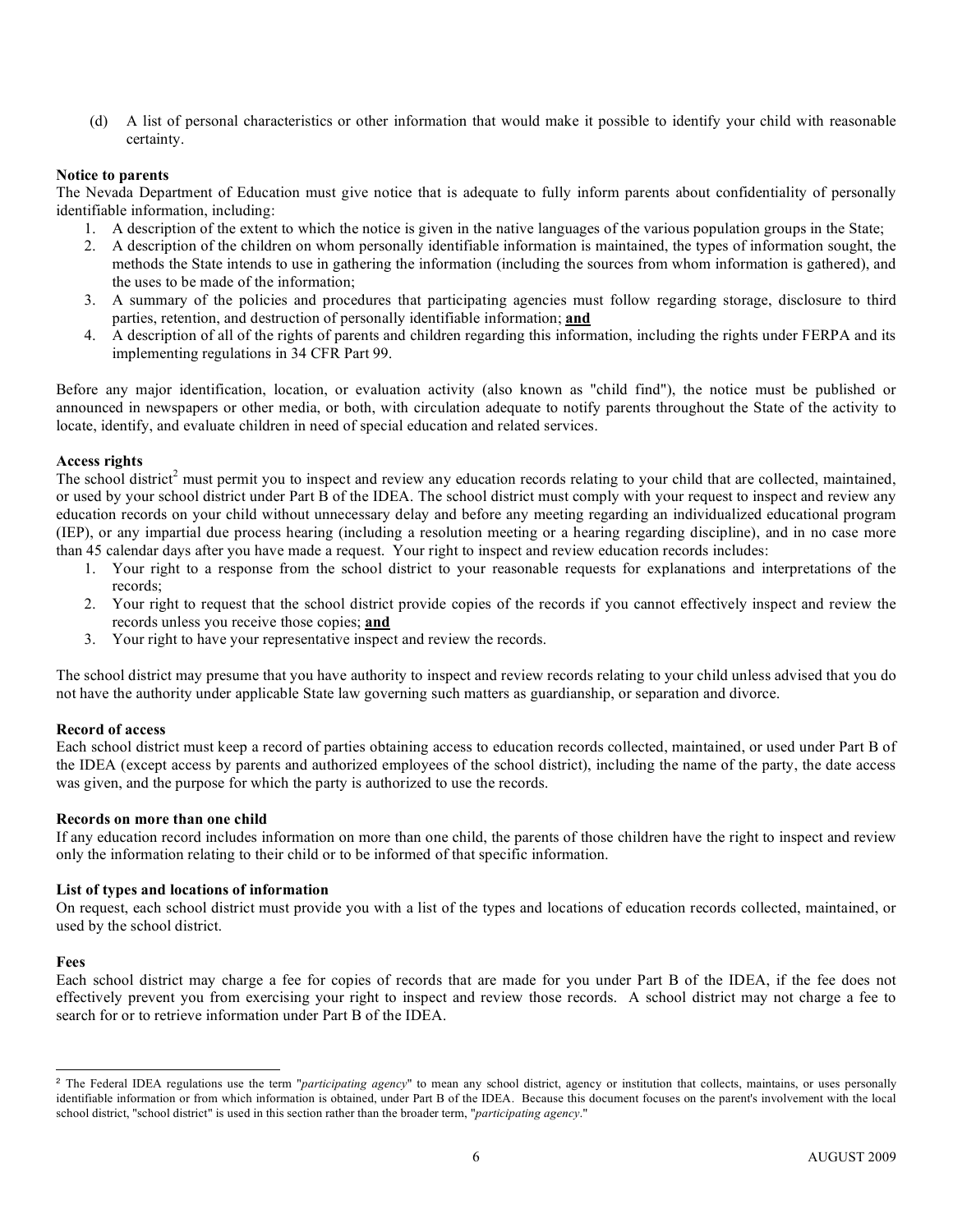(d) A list of personal characteristics or other information that would make it possible to identify your child with reasonable certainty.

**Notice to parents**

The Nevada Department of Education must give notice that is adequate to fully inform parents about confidentiality of personally identifiable information, including:

1. A description of the extent to which the notice is given in the native languages of the various population groups in the State;
2. A description of the children on whom personally identifiable information is maintained, the types of information sought, the methods the State intends to use in gathering the information (including the sources from whom information is gathered), and the uses to be made of the information;
3. A summary of the policies and procedures that participating agencies must follow regarding storage, disclosure to third parties, retention, and destruction of personally identifiable information; **and**
4. A description of all of the rights of parents and children regarding this information, including the rights under FERPA and its implementing regulations in 34 CFR Part 99.

Before any major identification, location, or evaluation activity (also known as "child find"), the notice must be published or announced in newspapers or other media, or both, with circulation adequate to notify parents throughout the State of the activity to locate, identify, and evaluate children in need of special education and related services.

**Access rights**

The school district[2] must permit you to inspect and review any education records relating to your child that are collected, maintained, or used by your school district under Part B of the IDEA. The school district must comply with your request to inspect and review any education records on your child without unnecessary delay and before any meeting regarding an individualized educational program (IEP), or any impartial due process hearing (including a resolution meeting or a hearing regarding discipline), and in no case more than 45 calendar days after you have made a request. Your right to inspect and review education records includes:

1. Your right to a response from the school district to your reasonable requests for explanations and interpretations of the records;
2. Your right to request that the school district provide copies of the records if you cannot effectively inspect and review the records unless you receive those copies; **and**
3. Your right to have your representative inspect and review the records.

The school district may presume that you have authority to inspect and review records relating to your child unless advised that you do not have the authority under applicable State law governing such matters as guardianship, or separation and divorce.

**Record of access**

Each school district must keep a record of parties obtaining access to education records collected, maintained, or used under Part B of the IDEA (except access by parents and authorized employees of the school district), including the name of the party, the date access was given, and the purpose for which the party is authorized to use the records.

**Records on more than one child**

If any education record includes information on more than one child, the parents of those children have the right to inspect and review only the information relating to their child or to be informed of that specific information.

**List of types and locations of information**

On request, each school district must provide you with a list of the types and locations of education records collected, maintained, or used by the school district.

**Fees**

Each school district may charge a fee for copies of records that are made for you under Part B of the IDEA, if the fee does not effectively prevent you from exercising your right to inspect and review those records. A school district may not charge a fee to search for or to retrieve information under Part B of the IDEA.

---

[2] The Federal IDEA regulations use the term "*participating agency*" to mean any school district, agency or institution that collects, maintains, or uses personally identifiable information or from which information is obtained, under Part B of the IDEA. Because this document focuses on the parent's involvement with the local school district, "school district" is used in this section rather than the broader term, "*participating agency*."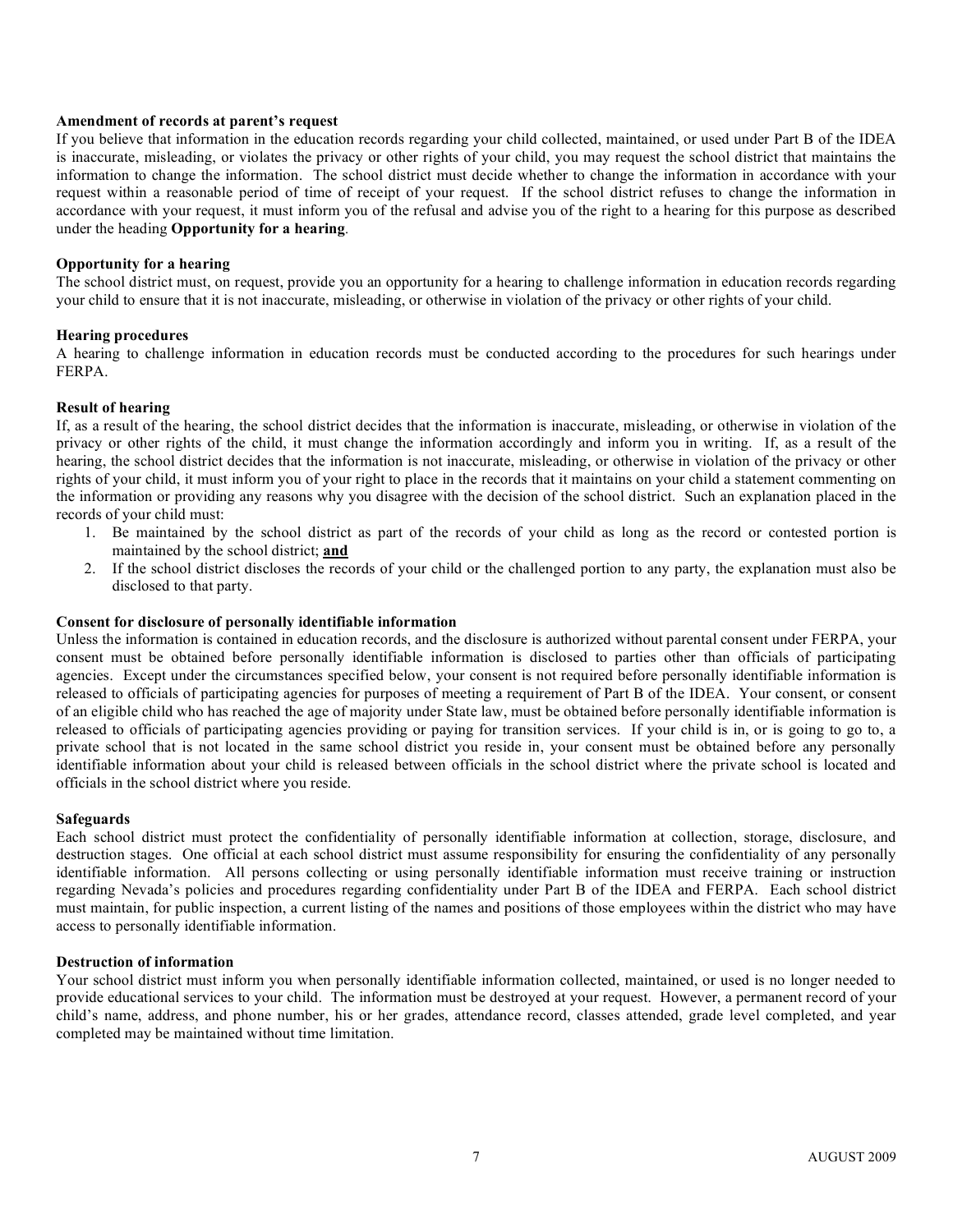**Amendment of records at parent's request**

If you believe that information in the education records regarding your child collected, maintained, or used under Part B of the IDEA is inaccurate, misleading, or violates the privacy or other rights of your child, you may request the school district that maintains the information to change the information. The school district must decide whether to change the information in accordance with your request within a reasonable period of time of receipt of your request. If the school district refuses to change the information in accordance with your request, it must inform you of the refusal and advise you of the right to a hearing for this purpose as described under the heading **Opportunity for a hearing**.

**Opportunity for a hearing**

The school district must, on request, provide you an opportunity for a hearing to challenge information in education records regarding your child to ensure that it is not inaccurate, misleading, or otherwise in violation of the privacy or other rights of your child.

**Hearing procedures**

A hearing to challenge information in education records must be conducted according to the procedures for such hearings under FERPA.

**Result of hearing**

If, as a result of the hearing, the school district decides that the information is inaccurate, misleading, or otherwise in violation of the privacy or other rights of the child, it must change the information accordingly and inform you in writing. If, as a result of the hearing, the school district decides that the information is not inaccurate, misleading, or otherwise in violation of the privacy or other rights of your child, it must inform you of your right to place in the records that it maintains on your child a statement commenting on the information or providing any reasons why you disagree with the decision of the school district. Such an explanation placed in the records of your child must:

1. Be maintained by the school district as part of the records of your child as long as the record or contested portion is maintained by the school district; **and**
2. If the school district discloses the records of your child or the challenged portion to any party, the explanation must also be disclosed to that party.

**Consent for disclosure of personally identifiable information**

Unless the information is contained in education records, and the disclosure is authorized without parental consent under FERPA, your consent must be obtained before personally identifiable information is disclosed to parties other than officials of participating agencies. Except under the circumstances specified below, your consent is not required before personally identifiable information is released to officials of participating agencies for purposes of meeting a requirement of Part B of the IDEA. Your consent, or consent of an eligible child who has reached the age of majority under State law, must be obtained before personally identifiable information is released to officials of participating agencies providing or paying for transition services. If your child is in, or is going to go to, a private school that is not located in the same school district you reside in, your consent must be obtained before any personally identifiable information about your child is released between officials in the school district where the private school is located and officials in the school district where you reside.

**Safeguards**

Each school district must protect the confidentiality of personally identifiable information at collection, storage, disclosure, and destruction stages. One official at each school district must assume responsibility for ensuring the confidentiality of any personally identifiable information. All persons collecting or using personally identifiable information must receive training or instruction regarding Nevada's policies and procedures regarding confidentiality under Part B of the IDEA and FERPA. Each school district must maintain, for public inspection, a current listing of the names and positions of those employees within the district who may have access to personally identifiable information.

**Destruction of information**

Your school district must inform you when personally identifiable information collected, maintained, or used is no longer needed to provide educational services to your child. The information must be destroyed at your request. However, a permanent record of your child's name, address, and phone number, his or her grades, attendance record, classes attended, grade level completed, and year completed may be maintained without time limitation.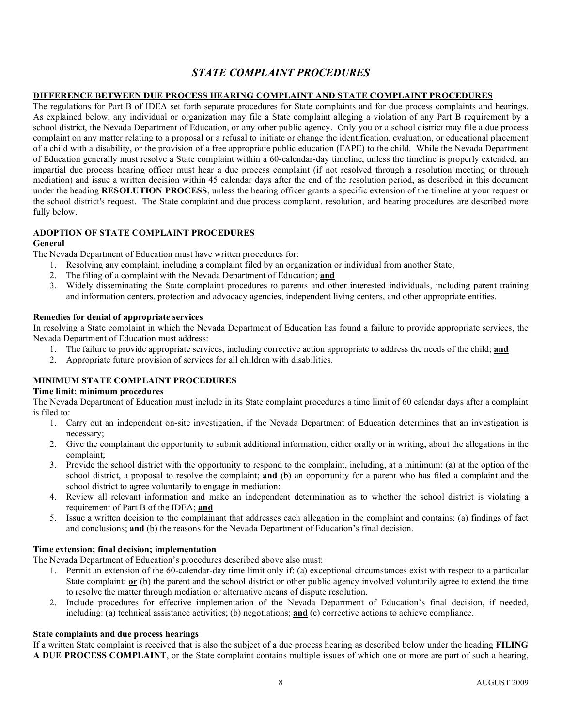# *STATE COMPLAINT PROCEDURES*

## DIFFERENCE BETWEEN DUE PROCESS HEARING COMPLAINT AND STATE COMPLAINT PROCEDURES

The regulations for Part B of IDEA set forth separate procedures for State complaints and for due process complaints and hearings. As explained below, any individual or organization may file a State complaint alleging a violation of any Part B requirement by a school district, the Nevada Department of Education, or any other public agency. Only you or a school district may file a due process complaint on any matter relating to a proposal or a refusal to initiate or change the identification, evaluation, or educational placement of a child with a disability, or the provision of a free appropriate public education (FAPE) to the child. While the Nevada Department of Education generally must resolve a State complaint within a 60-calendar-day timeline, unless the timeline is properly extended, an impartial due process hearing officer must hear a due process complaint (if not resolved through a resolution meeting or through mediation) and issue a written decision within 45 calendar days after the end of the resolution period, as described in this document under the heading **RESOLUTION PROCESS**, unless the hearing officer grants a specific extension of the timeline at your request or the school district's request. The State complaint and due process complaint, resolution, and hearing procedures are described more fully below.

## ADOPTION OF STATE COMPLAINT PROCEDURES

### General

The Nevada Department of Education must have written procedures for:

1. Resolving any complaint, including a complaint filed by an organization or individual from another State;
2. The filing of a complaint with the Nevada Department of Education; **and**
3. Widely disseminating the State complaint procedures to parents and other interested individuals, including parent training and information centers, protection and advocacy agencies, independent living centers, and other appropriate entities.

### Remedies for denial of appropriate services

In resolving a State complaint in which the Nevada Department of Education has found a failure to provide appropriate services, the Nevada Department of Education must address:

1. The failure to provide appropriate services, including corrective action appropriate to address the needs of the child; **and**
2. Appropriate future provision of services for all children with disabilities.

## MINIMUM STATE COMPLAINT PROCEDURES

### Time limit; minimum procedures

The Nevada Department of Education must include in its State complaint procedures a time limit of 60 calendar days after a complaint is filed to:

1. Carry out an independent on-site investigation, if the Nevada Department of Education determines that an investigation is necessary;
2. Give the complainant the opportunity to submit additional information, either orally or in writing, about the allegations in the complaint;
3. Provide the school district with the opportunity to respond to the complaint, including, at a minimum: (a) at the option of the school district, a proposal to resolve the complaint; **and** (b) an opportunity for a parent who has filed a complaint and the school district to agree voluntarily to engage in mediation;
4. Review all relevant information and make an independent determination as to whether the school district is violating a requirement of Part B of the IDEA; **and**
5. Issue a written decision to the complainant that addresses each allegation in the complaint and contains: (a) findings of fact and conclusions; **and** (b) the reasons for the Nevada Department of Education's final decision.

### Time extension; final decision; implementation

The Nevada Department of Education's procedures described above also must:

1. Permit an extension of the 60-calendar-day time limit only if: (a) exceptional circumstances exist with respect to a particular State complaint; **or** (b) the parent and the school district or other public agency involved voluntarily agree to extend the time to resolve the matter through mediation or alternative means of dispute resolution.
2. Include procedures for effective implementation of the Nevada Department of Education's final decision, if needed, including: (a) technical assistance activities; (b) negotiations; **and** (c) corrective actions to achieve compliance.

### State complaints and due process hearings

If a written State complaint is received that is also the subject of a due process hearing as described below under the heading **FILING A DUE PROCESS COMPLAINT**, or the State complaint contains multiple issues of which one or more are part of such a hearing,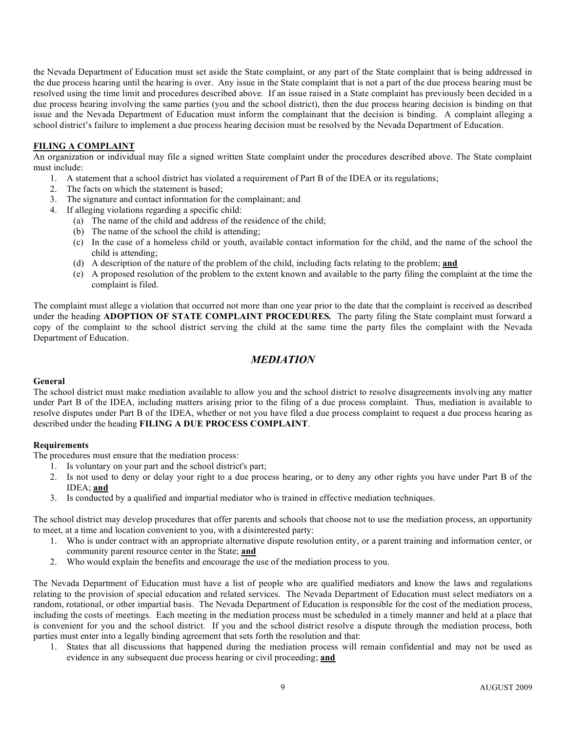the Nevada Department of Education must set aside the State complaint, or any part of the State complaint that is being addressed in the due process hearing until the hearing is over. Any issue in the State complaint that is not a part of the due process hearing must be resolved using the time limit and procedures described above. If an issue raised in a State complaint has previously been decided in a due process hearing involving the same parties (you and the school district), then the due process hearing decision is binding on that issue and the Nevada Department of Education must inform the complainant that the decision is binding. A complaint alleging a school district's failure to implement a due process hearing decision must be resolved by the Nevada Department of Education.

**FILING A COMPLAINT**

An organization or individual may file a signed written State complaint under the procedures described above. The State complaint must include:

1. A statement that a school district has violated a requirement of Part B of the IDEA or its regulations;
2. The facts on which the statement is based;
3. The signature and contact information for the complainant; and
4. If alleging violations regarding a specific child:
   (a) The name of the child and address of the residence of the child;
   (b) The name of the school the child is attending;
   (c) In the case of a homeless child or youth, available contact information for the child, and the name of the school the child is attending;
   (d) A description of the nature of the problem of the child, including facts relating to the problem; **and**
   (e) A proposed resolution of the problem to the extent known and available to the party filing the complaint at the time the complaint is filed.

The complaint must allege a violation that occurred not more than one year prior to the date that the complaint is received as described under the heading **ADOPTION OF STATE COMPLAINT PROCEDURES.** The party filing the State complaint must forward a copy of the complaint to the school district serving the child at the same time the party files the complaint with the Nevada Department of Education.

## *MEDIATION*

**General**

The school district must make mediation available to allow you and the school district to resolve disagreements involving any matter under Part B of the IDEA, including matters arising prior to the filing of a due process complaint. Thus, mediation is available to resolve disputes under Part B of the IDEA, whether or not you have filed a due process complaint to request a due process hearing as described under the heading **FILING A DUE PROCESS COMPLAINT**.

**Requirements**

The procedures must ensure that the mediation process:

1. Is voluntary on your part and the school district's part;
2. Is not used to deny or delay your right to a due process hearing, or to deny any other rights you have under Part B of the IDEA; **and**
3. Is conducted by a qualified and impartial mediator who is trained in effective mediation techniques.

The school district may develop procedures that offer parents and schools that choose not to use the mediation process, an opportunity to meet, at a time and location convenient to you, with a disinterested party:

1. Who is under contract with an appropriate alternative dispute resolution entity, or a parent training and information center, or community parent resource center in the State; **and**
2. Who would explain the benefits and encourage the use of the mediation process to you.

The Nevada Department of Education must have a list of people who are qualified mediators and know the laws and regulations relating to the provision of special education and related services. The Nevada Department of Education must select mediators on a random, rotational, or other impartial basis. The Nevada Department of Education is responsible for the cost of the mediation process, including the costs of meetings. Each meeting in the mediation process must be scheduled in a timely manner and held at a place that is convenient for you and the school district. If you and the school district resolve a dispute through the mediation process, both parties must enter into a legally binding agreement that sets forth the resolution and that:

1. States that all discussions that happened during the mediation process will remain confidential and may not be used as evidence in any subsequent due process hearing or civil proceeding; **and**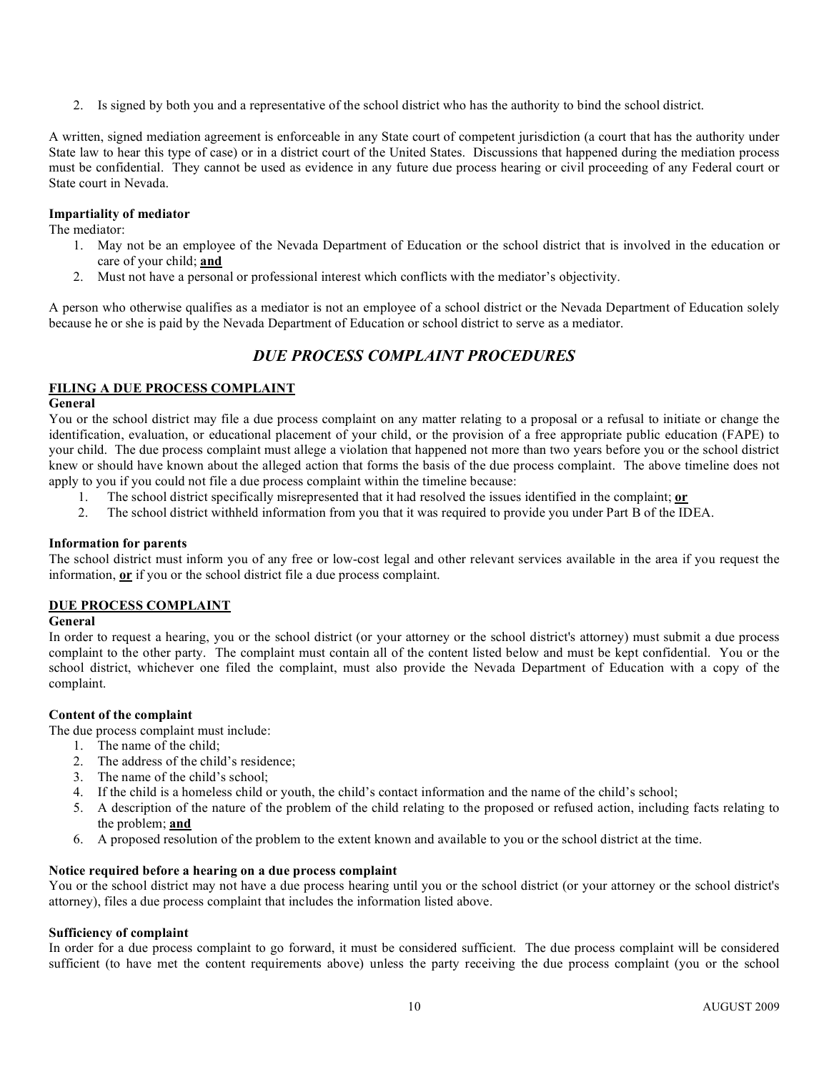2. Is signed by both you and a representative of the school district who has the authority to bind the school district.

A written, signed mediation agreement is enforceable in any State court of competent jurisdiction (a court that has the authority under State law to hear this type of case) or in a district court of the United States. Discussions that happened during the mediation process must be confidential. They cannot be used as evidence in any future due process hearing or civil proceeding of any Federal court or State court in Nevada.

**Impartiality of mediator**

The mediator:

1. May not be an employee of the Nevada Department of Education or the school district that is involved in the education or care of your child; **and**
2. Must not have a personal or professional interest which conflicts with the mediator's objectivity.

A person who otherwise qualifies as a mediator is not an employee of a school district or the Nevada Department of Education solely because he or she is paid by the Nevada Department of Education or school district to serve as a mediator.

## *DUE PROCESS COMPLAINT PROCEDURES*

### FILING A DUE PROCESS COMPLAINT

**General**

You or the school district may file a due process complaint on any matter relating to a proposal or a refusal to initiate or change the identification, evaluation, or educational placement of your child, or the provision of a free appropriate public education (FAPE) to your child. The due process complaint must allege a violation that happened not more than two years before you or the school district knew or should have known about the alleged action that forms the basis of the due process complaint. The above timeline does not apply to you if you could not file a due process complaint within the timeline because:

1. The school district specifically misrepresented that it had resolved the issues identified in the complaint; **or**
2. The school district withheld information from you that it was required to provide you under Part B of the IDEA.

**Information for parents**

The school district must inform you of any free or low-cost legal and other relevant services available in the area if you request the information, **or** if you or the school district file a due process complaint.

### DUE PROCESS COMPLAINT

**General**

In order to request a hearing, you or the school district (or your attorney or the school district's attorney) must submit a due process complaint to the other party. The complaint must contain all of the content listed below and must be kept confidential. You or the school district, whichever one filed the complaint, must also provide the Nevada Department of Education with a copy of the complaint.

**Content of the complaint**

The due process complaint must include:

1. The name of the child;
2. The address of the child's residence;
3. The name of the child's school;
4. If the child is a homeless child or youth, the child's contact information and the name of the child's school;
5. A description of the nature of the problem of the child relating to the proposed or refused action, including facts relating to the problem; **and**
6. A proposed resolution of the problem to the extent known and available to you or the school district at the time.

**Notice required before a hearing on a due process complaint**

You or the school district may not have a due process hearing until you or the school district (or your attorney or the school district's attorney), files a due process complaint that includes the information listed above.

**Sufficiency of complaint**

In order for a due process complaint to go forward, it must be considered sufficient. The due process complaint will be considered sufficient (to have met the content requirements above) unless the party receiving the due process complaint (you or the school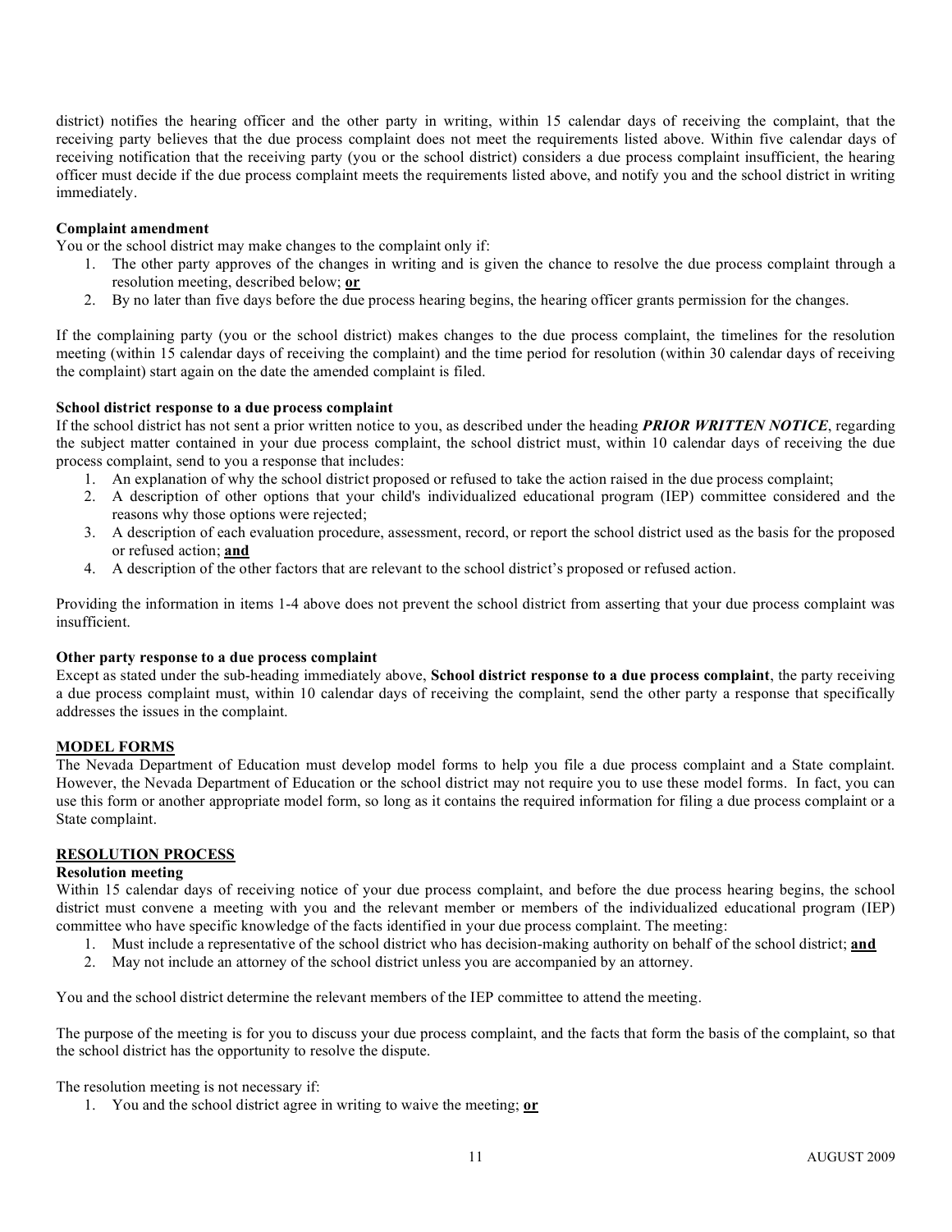district) notifies the hearing officer and the other party in writing, within 15 calendar days of receiving the complaint, that the receiving party believes that the due process complaint does not meet the requirements listed above. Within five calendar days of receiving notification that the receiving party (you or the school district) considers a due process complaint insufficient, the hearing officer must decide if the due process complaint meets the requirements listed above, and notify you and the school district in writing immediately.

**Complaint amendment**

You or the school district may make changes to the complaint only if:

1. The other party approves of the changes in writing and is given the chance to resolve the due process complaint through a resolution meeting, described below; **or**
2. By no later than five days before the due process hearing begins, the hearing officer grants permission for the changes.

If the complaining party (you or the school district) makes changes to the due process complaint, the timelines for the resolution meeting (within 15 calendar days of receiving the complaint) and the time period for resolution (within 30 calendar days of receiving the complaint) start again on the date the amended complaint is filed.

**School district response to a due process complaint**

If the school district has not sent a prior written notice to you, as described under the heading ***PRIOR WRITTEN NOTICE***, regarding the subject matter contained in your due process complaint, the school district must, within 10 calendar days of receiving the due process complaint, send to you a response that includes:

1. An explanation of why the school district proposed or refused to take the action raised in the due process complaint;
2. A description of other options that your child's individualized educational program (IEP) committee considered and the reasons why those options were rejected;
3. A description of each evaluation procedure, assessment, record, or report the school district used as the basis for the proposed or refused action; **and**
4. A description of the other factors that are relevant to the school district's proposed or refused action.

Providing the information in items 1-4 above does not prevent the school district from asserting that your due process complaint was insufficient.

**Other party response to a due process complaint**

Except as stated under the sub-heading immediately above, **School district response to a due process complaint**, the party receiving a due process complaint must, within 10 calendar days of receiving the complaint, send the other party a response that specifically addresses the issues in the complaint.

## MODEL FORMS

The Nevada Department of Education must develop model forms to help you file a due process complaint and a State complaint. However, the Nevada Department of Education or the school district may not require you to use these model forms. In fact, you can use this form or another appropriate model form, so long as it contains the required information for filing a due process complaint or a State complaint.

## RESOLUTION PROCESS

**Resolution meeting**

Within 15 calendar days of receiving notice of your due process complaint, and before the due process hearing begins, the school district must convene a meeting with you and the relevant member or members of the individualized educational program (IEP) committee who have specific knowledge of the facts identified in your due process complaint. The meeting:

1. Must include a representative of the school district who has decision-making authority on behalf of the school district; **and**
2. May not include an attorney of the school district unless you are accompanied by an attorney.

You and the school district determine the relevant members of the IEP committee to attend the meeting.

The purpose of the meeting is for you to discuss your due process complaint, and the facts that form the basis of the complaint, so that the school district has the opportunity to resolve the dispute.

The resolution meeting is not necessary if:

1. You and the school district agree in writing to waive the meeting; **or**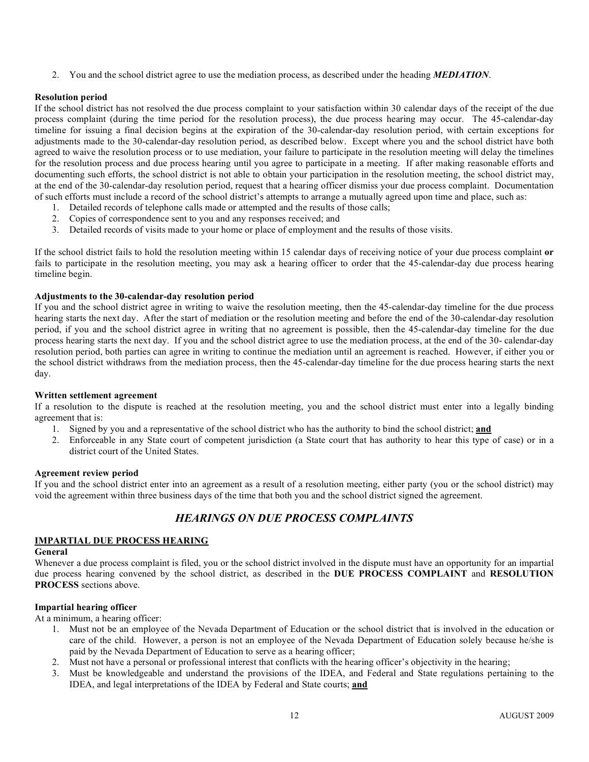2. You and the school district agree to use the mediation process, as described under the heading ***MEDIATION***.

**Resolution period**

If the school district has not resolved the due process complaint to your satisfaction within 30 calendar days of the receipt of the due process complaint (during the time period for the resolution process), the due process hearing may occur. The 45-calendar-day timeline for issuing a final decision begins at the expiration of the 30-calendar-day resolution period, with certain exceptions for adjustments made to the 30-calendar-day resolution period, as described below. Except where you and the school district have both agreed to waive the resolution process or to use mediation, your failure to participate in the resolution meeting will delay the timelines for the resolution process and due process hearing until you agree to participate in a meeting. If after making reasonable efforts and documenting such efforts, the school district is not able to obtain your participation in the resolution meeting, the school district may, at the end of the 30-calendar-day resolution period, request that a hearing officer dismiss your due process complaint. Documentation of such efforts must include a record of the school district's attempts to arrange a mutually agreed upon time and place, such as:

1. Detailed records of telephone calls made or attempted and the results of those calls;
2. Copies of correspondence sent to you and any responses received; and
3. Detailed records of visits made to your home or place of employment and the results of those visits.

If the school district fails to hold the resolution meeting within 15 calendar days of receiving notice of your due process complaint **or** fails to participate in the resolution meeting, you may ask a hearing officer to order that the 45-calendar-day due process hearing timeline begin.

**Adjustments to the 30-calendar-day resolution period**

If you and the school district agree in writing to waive the resolution meeting, then the 45-calendar-day timeline for the due process hearing starts the next day. After the start of mediation or the resolution meeting and before the end of the 30-calendar-day resolution period, if you and the school district agree in writing that no agreement is possible, then the 45-calendar-day timeline for the due process hearing starts the next day. If you and the school district agree to use the mediation process, at the end of the 30- calendar-day resolution period, both parties can agree in writing to continue the mediation until an agreement is reached. However, if either you or the school district withdraws from the mediation process, then the 45-calendar-day timeline for the due process hearing starts the next day.

**Written settlement agreement**

If a resolution to the dispute is reached at the resolution meeting, you and the school district must enter into a legally binding agreement that is:

1. Signed by you and a representative of the school district who has the authority to bind the school district; **and**
2. Enforceable in any State court of competent jurisdiction (a State court that has authority to hear this type of case) or in a district court of the United States.

**Agreement review period**

If you and the school district enter into an agreement as a result of a resolution meeting, either party (you or the school district) may void the agreement within three business days of the time that both you and the school district signed the agreement.

## *HEARINGS ON DUE PROCESS COMPLAINTS*

### IMPARTIAL DUE PROCESS HEARING

**General**

Whenever a due process complaint is filed, you or the school district involved in the dispute must have an opportunity for an impartial due process hearing convened by the school district, as described in the **DUE PROCESS COMPLAINT** and **RESOLUTION PROCESS** sections above.

**Impartial hearing officer**

At a minimum, a hearing officer:

1. Must not be an employee of the Nevada Department of Education or the school district that is involved in the education or care of the child. However, a person is not an employee of the Nevada Department of Education solely because he/she is paid by the Nevada Department of Education to serve as a hearing officer;
2. Must not have a personal or professional interest that conflicts with the hearing officer's objectivity in the hearing;
3. Must be knowledgeable and understand the provisions of the IDEA, and Federal and State regulations pertaining to the IDEA, and legal interpretations of the IDEA by Federal and State courts; **and**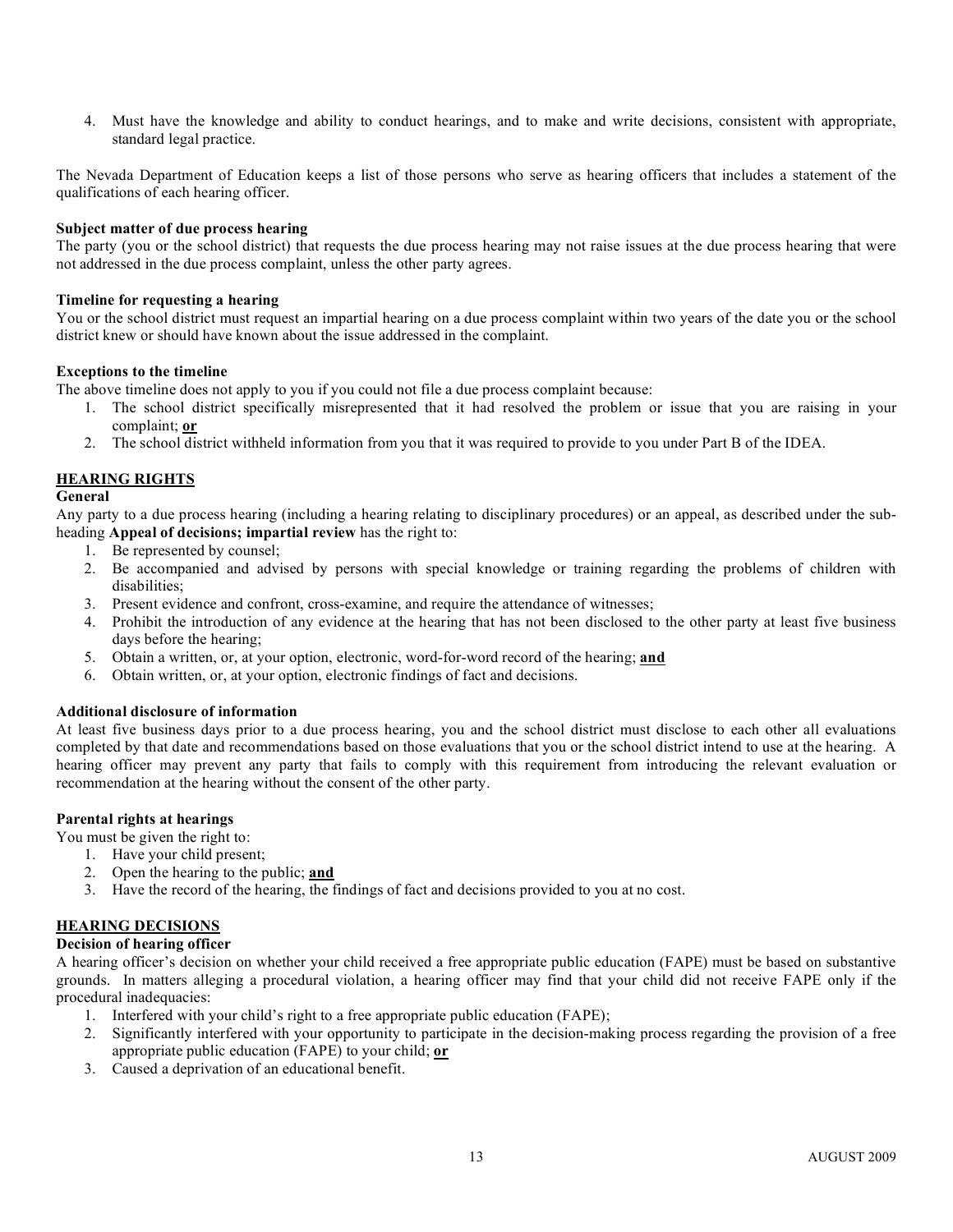4. Must have the knowledge and ability to conduct hearings, and to make and write decisions, consistent with appropriate, standard legal practice.

The Nevada Department of Education keeps a list of those persons who serve as hearing officers that includes a statement of the qualifications of each hearing officer.

**Subject matter of due process hearing**

The party (you or the school district) that requests the due process hearing may not raise issues at the due process hearing that were not addressed in the due process complaint, unless the other party agrees.

**Timeline for requesting a hearing**

You or the school district must request an impartial hearing on a due process complaint within two years of the date you or the school district knew or should have known about the issue addressed in the complaint.

**Exceptions to the timeline**

The above timeline does not apply to you if you could not file a due process complaint because:

1. The school district specifically misrepresented that it had resolved the problem or issue that you are raising in your complaint; **or**
2. The school district withheld information from you that it was required to provide to you under Part B of the IDEA.

## HEARING RIGHTS

**General**

Any party to a due process hearing (including a hearing relating to disciplinary procedures) or an appeal, as described under the sub-heading **Appeal of decisions; impartial review** has the right to:

1. Be represented by counsel;
2. Be accompanied and advised by persons with special knowledge or training regarding the problems of children with disabilities;
3. Present evidence and confront, cross-examine, and require the attendance of witnesses;
4. Prohibit the introduction of any evidence at the hearing that has not been disclosed to the other party at least five business days before the hearing;
5. Obtain a written, or, at your option, electronic, word-for-word record of the hearing; **and**
6. Obtain written, or, at your option, electronic findings of fact and decisions.

**Additional disclosure of information**

At least five business days prior to a due process hearing, you and the school district must disclose to each other all evaluations completed by that date and recommendations based on those evaluations that you or the school district intend to use at the hearing. A hearing officer may prevent any party that fails to comply with this requirement from introducing the relevant evaluation or recommendation at the hearing without the consent of the other party.

**Parental rights at hearings**

You must be given the right to:

1. Have your child present;
2. Open the hearing to the public; **and**
3. Have the record of the hearing, the findings of fact and decisions provided to you at no cost.

## HEARING DECISIONS

**Decision of hearing officer**

A hearing officer's decision on whether your child received a free appropriate public education (FAPE) must be based on substantive grounds. In matters alleging a procedural violation, a hearing officer may find that your child did not receive FAPE only if the procedural inadequacies:

1. Interfered with your child's right to a free appropriate public education (FAPE);
2. Significantly interfered with your opportunity to participate in the decision-making process regarding the provision of a free appropriate public education (FAPE) to your child; **or**
3. Caused a deprivation of an educational benefit.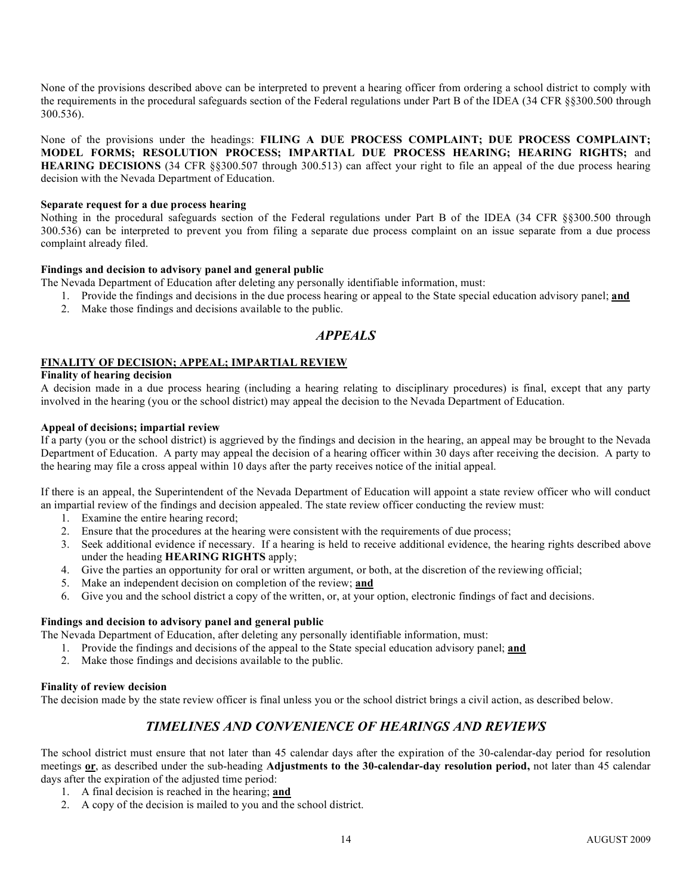None of the provisions described above can be interpreted to prevent a hearing officer from ordering a school district to comply with the requirements in the procedural safeguards section of the Federal regulations under Part B of the IDEA (34 CFR §§300.500 through 300.536).

None of the provisions under the headings: **FILING A DUE PROCESS COMPLAINT; DUE PROCESS COMPLAINT; MODEL FORMS; RESOLUTION PROCESS; IMPARTIAL DUE PROCESS HEARING; HEARING RIGHTS;** and **HEARING DECISIONS** (34 CFR §§300.507 through 300.513) can affect your right to file an appeal of the due process hearing decision with the Nevada Department of Education.

**Separate request for a due process hearing**
Nothing in the procedural safeguards section of the Federal regulations under Part B of the IDEA (34 CFR §§300.500 through 300.536) can be interpreted to prevent you from filing a separate due process complaint on an issue separate from a due process complaint already filed.

**Findings and decision to advisory panel and general public**
The Nevada Department of Education after deleting any personally identifiable information, must:

1. Provide the findings and decisions in the due process hearing or appeal to the State special education advisory panel; **and**
2. Make those findings and decisions available to the public.

## *APPEALS*

**FINALITY OF DECISION; APPEAL; IMPARTIAL REVIEW**

**Finality of hearing decision**
A decision made in a due process hearing (including a hearing relating to disciplinary procedures) is final, except that any party involved in the hearing (you or the school district) may appeal the decision to the Nevada Department of Education.

**Appeal of decisions; impartial review**
If a party (you or the school district) is aggrieved by the findings and decision in the hearing, an appeal may be brought to the Nevada Department of Education. A party may appeal the decision of a hearing officer within 30 days after receiving the decision. A party to the hearing may file a cross appeal within 10 days after the party receives notice of the initial appeal.

If there is an appeal, the Superintendent of the Nevada Department of Education will appoint a state review officer who will conduct an impartial review of the findings and decision appealed. The state review officer conducting the review must:

1. Examine the entire hearing record;
2. Ensure that the procedures at the hearing were consistent with the requirements of due process;
3. Seek additional evidence if necessary. If a hearing is held to receive additional evidence, the hearing rights described above under the heading **HEARING RIGHTS** apply;
4. Give the parties an opportunity for oral or written argument, or both, at the discretion of the reviewing official;
5. Make an independent decision on completion of the review; **and**
6. Give you and the school district a copy of the written, or, at your option, electronic findings of fact and decisions.

**Findings and decision to advisory panel and general public**
The Nevada Department of Education, after deleting any personally identifiable information, must:

1. Provide the findings and decisions of the appeal to the State special education advisory panel; **and**
2. Make those findings and decisions available to the public.

**Finality of review decision**
The decision made by the state review officer is final unless you or the school district brings a civil action, as described below.

## *TIMELINES AND CONVENIENCE OF HEARINGS AND REVIEWS*

The school district must ensure that not later than 45 calendar days after the expiration of the 30-calendar-day period for resolution meetings **or**, as described under the sub-heading **Adjustments to the 30-calendar-day resolution period,** not later than 45 calendar days after the expiration of the adjusted time period:

1. A final decision is reached in the hearing; **and**
2. A copy of the decision is mailed to you and the school district.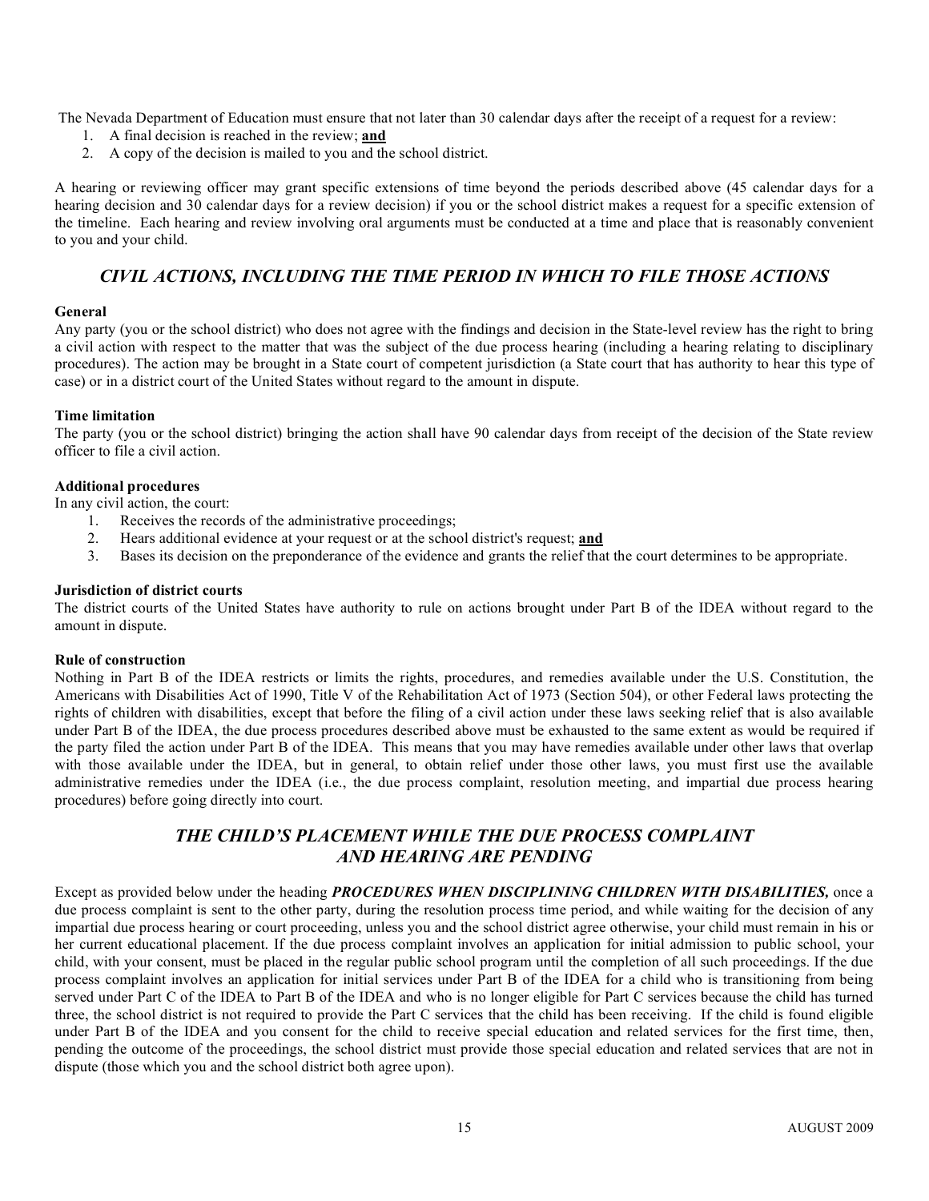The Nevada Department of Education must ensure that not later than 30 calendar days after the receipt of a request for a review:

1. A final decision is reached in the review; **and**
2. A copy of the decision is mailed to you and the school district.

A hearing or reviewing officer may grant specific extensions of time beyond the periods described above (45 calendar days for a hearing decision and 30 calendar days for a review decision) if you or the school district makes a request for a specific extension of the timeline. Each hearing and review involving oral arguments must be conducted at a time and place that is reasonably convenient to you and your child.

## *CIVIL ACTIONS, INCLUDING THE TIME PERIOD IN WHICH TO FILE THOSE ACTIONS*

**General**

Any party (you or the school district) who does not agree with the findings and decision in the State-level review has the right to bring a civil action with respect to the matter that was the subject of the due process hearing (including a hearing relating to disciplinary procedures). The action may be brought in a State court of competent jurisdiction (a State court that has authority to hear this type of case) or in a district court of the United States without regard to the amount in dispute.

**Time limitation**

The party (you or the school district) bringing the action shall have 90 calendar days from receipt of the decision of the State review officer to file a civil action.

**Additional procedures**

In any civil action, the court:

1. Receives the records of the administrative proceedings;
2. Hears additional evidence at your request or at the school district's request; **and**
3. Bases its decision on the preponderance of the evidence and grants the relief that the court determines to be appropriate.

**Jurisdiction of district courts**

The district courts of the United States have authority to rule on actions brought under Part B of the IDEA without regard to the amount in dispute.

**Rule of construction**

Nothing in Part B of the IDEA restricts or limits the rights, procedures, and remedies available under the U.S. Constitution, the Americans with Disabilities Act of 1990, Title V of the Rehabilitation Act of 1973 (Section 504), or other Federal laws protecting the rights of children with disabilities, except that before the filing of a civil action under these laws seeking relief that is also available under Part B of the IDEA, the due process procedures described above must be exhausted to the same extent as would be required if the party filed the action under Part B of the IDEA. This means that you may have remedies available under other laws that overlap with those available under the IDEA, but in general, to obtain relief under those other laws, you must first use the available administrative remedies under the IDEA (i.e., the due process complaint, resolution meeting, and impartial due process hearing procedures) before going directly into court.

## *THE CHILD'S PLACEMENT WHILE THE DUE PROCESS COMPLAINT AND HEARING ARE PENDING*

Except as provided below under the heading ***PROCEDURES WHEN DISCIPLINING CHILDREN WITH DISABILITIES,*** once a due process complaint is sent to the other party, during the resolution process time period, and while waiting for the decision of any impartial due process hearing or court proceeding, unless you and the school district agree otherwise, your child must remain in his or her current educational placement. If the due process complaint involves an application for initial admission to public school, your child, with your consent, must be placed in the regular public school program until the completion of all such proceedings. If the due process complaint involves an application for initial services under Part B of the IDEA for a child who is transitioning from being served under Part C of the IDEA to Part B of the IDEA and who is no longer eligible for Part C services because the child has turned three, the school district is not required to provide the Part C services that the child has been receiving. If the child is found eligible under Part B of the IDEA and you consent for the child to receive special education and related services for the first time, then, pending the outcome of the proceedings, the school district must provide those special education and related services that are not in dispute (those which you and the school district both agree upon).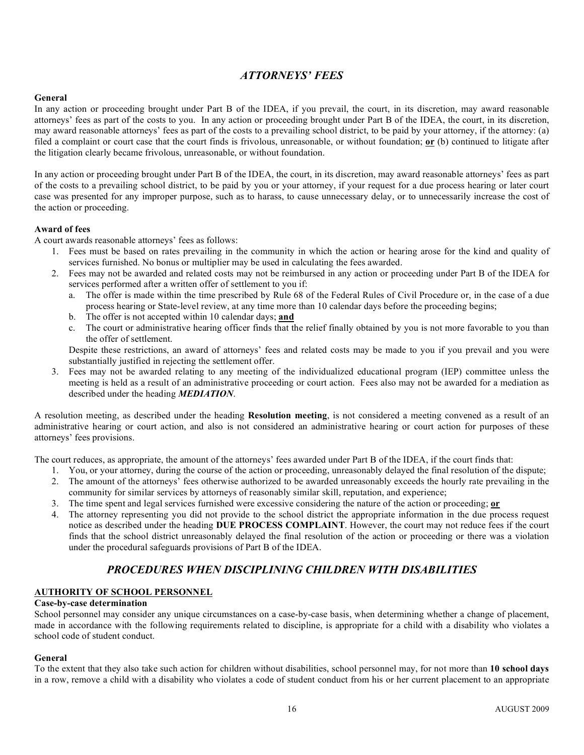## *ATTORNEYS' FEES*

**General**

In any action or proceeding brought under Part B of the IDEA, if you prevail, the court, in its discretion, may award reasonable attorneys' fees as part of the costs to you. In any action or proceeding brought under Part B of the IDEA, the court, in its discretion, may award reasonable attorneys' fees as part of the costs to a prevailing school district, to be paid by your attorney, if the attorney: (a) filed a complaint or court case that the court finds is frivolous, unreasonable, or without foundation; **or** (b) continued to litigate after the litigation clearly became frivolous, unreasonable, or without foundation.

In any action or proceeding brought under Part B of the IDEA, the court, in its discretion, may award reasonable attorneys' fees as part of the costs to a prevailing school district, to be paid by you or your attorney, if your request for a due process hearing or later court case was presented for any improper purpose, such as to harass, to cause unnecessary delay, or to unnecessarily increase the cost of the action or proceeding.

**Award of fees**

A court awards reasonable attorneys' fees as follows:

1. Fees must be based on rates prevailing in the community in which the action or hearing arose for the kind and quality of services furnished. No bonus or multiplier may be used in calculating the fees awarded.
2. Fees may not be awarded and related costs may not be reimbursed in any action or proceeding under Part B of the IDEA for services performed after a written offer of settlement to you if:
   a. The offer is made within the time prescribed by Rule 68 of the Federal Rules of Civil Procedure or, in the case of a due process hearing or State-level review, at any time more than 10 calendar days before the proceeding begins;
   b. The offer is not accepted within 10 calendar days; **and**
   c. The court or administrative hearing officer finds that the relief finally obtained by you is not more favorable to you than the offer of settlement.

   Despite these restrictions, an award of attorneys' fees and related costs may be made to you if you prevail and you were substantially justified in rejecting the settlement offer.
3. Fees may not be awarded relating to any meeting of the individualized educational program (IEP) committee unless the meeting is held as a result of an administrative proceeding or court action. Fees also may not be awarded for a mediation as described under the heading ***MEDIATION***.

A resolution meeting, as described under the heading **Resolution meeting**, is not considered a meeting convened as a result of an administrative hearing or court action, and also is not considered an administrative hearing or court action for purposes of these attorneys' fees provisions.

The court reduces, as appropriate, the amount of the attorneys' fees awarded under Part B of the IDEA, if the court finds that:

1. You, or your attorney, during the course of the action or proceeding, unreasonably delayed the final resolution of the dispute;
2. The amount of the attorneys' fees otherwise authorized to be awarded unreasonably exceeds the hourly rate prevailing in the community for similar services by attorneys of reasonably similar skill, reputation, and experience;
3. The time spent and legal services furnished were excessive considering the nature of the action or proceeding; **or**
4. The attorney representing you did not provide to the school district the appropriate information in the due process request notice as described under the heading **DUE PROCESS COMPLAINT**. However, the court may not reduce fees if the court finds that the school district unreasonably delayed the final resolution of the action or proceeding or there was a violation under the procedural safeguards provisions of Part B of the IDEA.

## *PROCEDURES WHEN DISCIPLINING CHILDREN WITH DISABILITIES*

### AUTHORITY OF SCHOOL PERSONNEL

**Case-by-case determination**

School personnel may consider any unique circumstances on a case-by-case basis, when determining whether a change of placement, made in accordance with the following requirements related to discipline, is appropriate for a child with a disability who violates a school code of student conduct.

**General**

To the extent that they also take such action for children without disabilities, school personnel may, for not more than **10 school days** in a row, remove a child with a disability who violates a code of student conduct from his or her current placement to an appropriate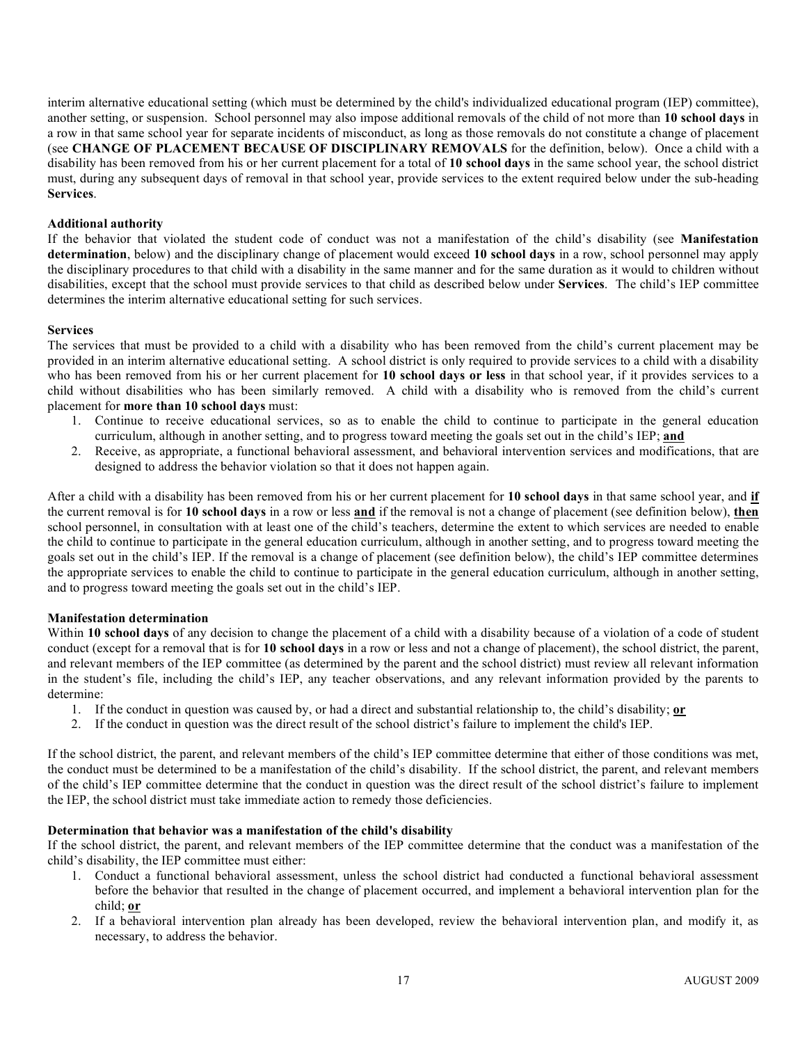interim alternative educational setting (which must be determined by the child's individualized educational program (IEP) committee), another setting, or suspension. School personnel may also impose additional removals of the child of not more than **10 school days** in a row in that same school year for separate incidents of misconduct, as long as those removals do not constitute a change of placement (see **CHANGE OF PLACEMENT BECAUSE OF DISCIPLINARY REMOVALS** for the definition, below). Once a child with a disability has been removed from his or her current placement for a total of **10 school days** in the same school year, the school district must, during any subsequent days of removal in that school year, provide services to the extent required below under the sub-heading **Services**.

**Additional authority**

If the behavior that violated the student code of conduct was not a manifestation of the child's disability (see **Manifestation determination**, below) and the disciplinary change of placement would exceed **10 school days** in a row, school personnel may apply the disciplinary procedures to that child with a disability in the same manner and for the same duration as it would to children without disabilities, except that the school must provide services to that child as described below under **Services**. The child's IEP committee determines the interim alternative educational setting for such services.

**Services**

The services that must be provided to a child with a disability who has been removed from the child's current placement may be provided in an interim alternative educational setting. A school district is only required to provide services to a child with a disability who has been removed from his or her current placement for **10 school days or less** in that school year, if it provides services to a child without disabilities who has been similarly removed. A child with a disability who is removed from the child's current placement for **more than 10 school days** must:

1. Continue to receive educational services, so as to enable the child to continue to participate in the general education curriculum, although in another setting, and to progress toward meeting the goals set out in the child's IEP; **and**
2. Receive, as appropriate, a functional behavioral assessment, and behavioral intervention services and modifications, that are designed to address the behavior violation so that it does not happen again.

After a child with a disability has been removed from his or her current placement for **10 school days** in that same school year, and **if** the current removal is for **10 school days** in a row or less **and** if the removal is not a change of placement (see definition below), **then** school personnel, in consultation with at least one of the child's teachers, determine the extent to which services are needed to enable the child to continue to participate in the general education curriculum, although in another setting, and to progress toward meeting the goals set out in the child's IEP. If the removal is a change of placement (see definition below), the child's IEP committee determines the appropriate services to enable the child to continue to participate in the general education curriculum, although in another setting, and to progress toward meeting the goals set out in the child's IEP.

**Manifestation determination**

Within **10 school days** of any decision to change the placement of a child with a disability because of a violation of a code of student conduct (except for a removal that is for **10 school days** in a row or less and not a change of placement), the school district, the parent, and relevant members of the IEP committee (as determined by the parent and the school district) must review all relevant information in the student's file, including the child's IEP, any teacher observations, and any relevant information provided by the parents to determine:

1. If the conduct in question was caused by, or had a direct and substantial relationship to, the child's disability; **or**
2. If the conduct in question was the direct result of the school district's failure to implement the child's IEP.

If the school district, the parent, and relevant members of the child's IEP committee determine that either of those conditions was met, the conduct must be determined to be a manifestation of the child's disability. If the school district, the parent, and relevant members of the child's IEP committee determine that the conduct in question was the direct result of the school district's failure to implement the IEP, the school district must take immediate action to remedy those deficiencies.

**Determination that behavior was a manifestation of the child's disability**

If the school district, the parent, and relevant members of the IEP committee determine that the conduct was a manifestation of the child's disability, the IEP committee must either:

1. Conduct a functional behavioral assessment, unless the school district had conducted a functional behavioral assessment before the behavior that resulted in the change of placement occurred, and implement a behavioral intervention plan for the child; **or**
2. If a behavioral intervention plan already has been developed, review the behavioral intervention plan, and modify it, as necessary, to address the behavior.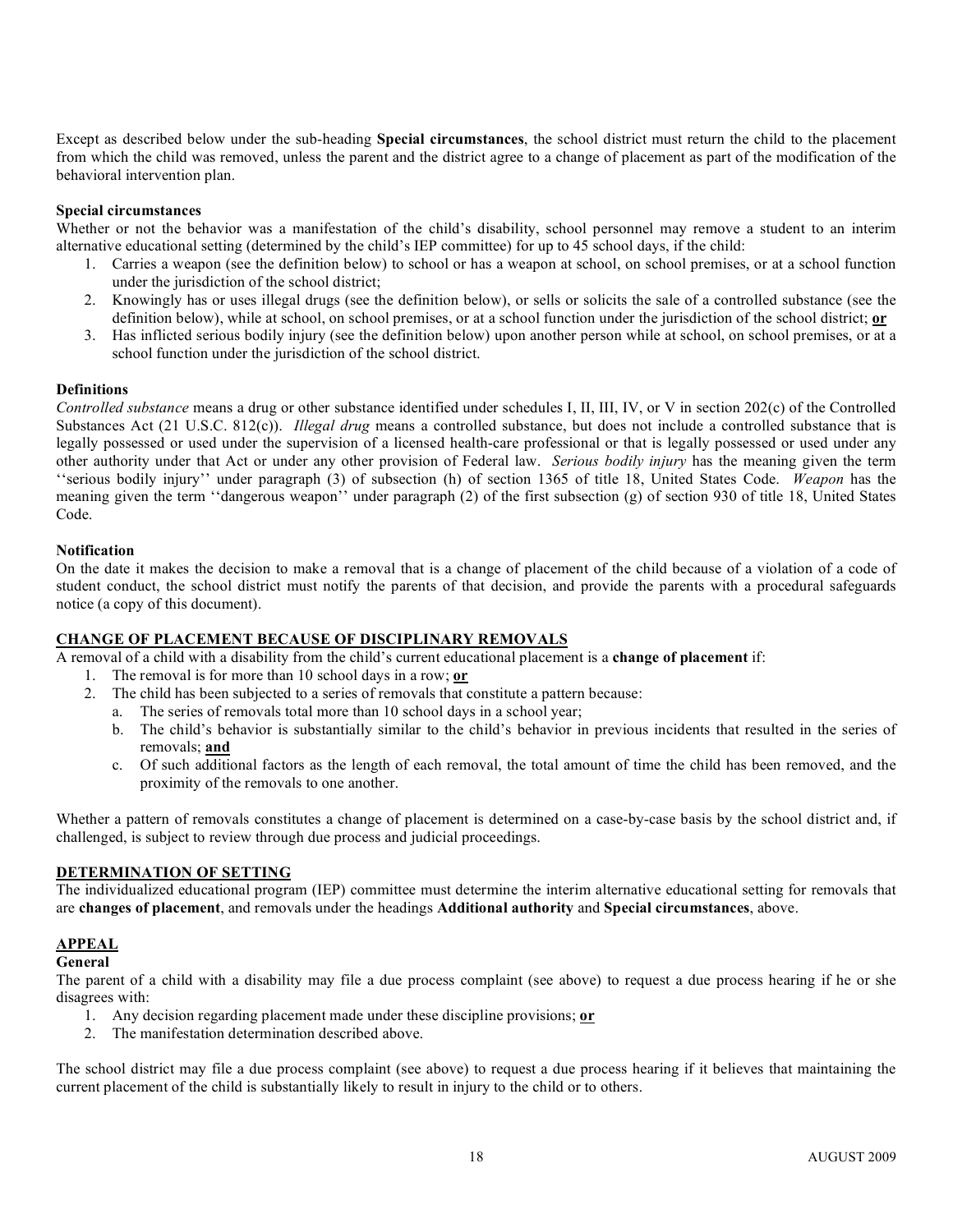Except as described below under the sub-heading **Special circumstances**, the school district must return the child to the placement from which the child was removed, unless the parent and the district agree to a change of placement as part of the modification of the behavioral intervention plan.

**Special circumstances**

Whether or not the behavior was a manifestation of the child's disability, school personnel may remove a student to an interim alternative educational setting (determined by the child's IEP committee) for up to 45 school days, if the child:

1. Carries a weapon (see the definition below) to school or has a weapon at school, on school premises, or at a school function under the jurisdiction of the school district;
2. Knowingly has or uses illegal drugs (see the definition below), or sells or solicits the sale of a controlled substance (see the definition below), while at school, on school premises, or at a school function under the jurisdiction of the school district; **<u>or</u>**
3. Has inflicted serious bodily injury (see the definition below) upon another person while at school, on school premises, or at a school function under the jurisdiction of the school district.

**Definitions**

*Controlled substance* means a drug or other substance identified under schedules I, II, III, IV, or V in section 202(c) of the Controlled Substances Act (21 U.S.C. 812(c)). *Illegal drug* means a controlled substance, but does not include a controlled substance that is legally possessed or used under the supervision of a licensed health-care professional or that is legally possessed or used under any other authority under that Act or under any other provision of Federal law. *Serious bodily injury* has the meaning given the term ''serious bodily injury'' under paragraph (3) of subsection (h) of section 1365 of title 18, United States Code. *Weapon* has the meaning given the term ''dangerous weapon'' under paragraph (2) of the first subsection (g) of section 930 of title 18, United States Code.

**Notification**

On the date it makes the decision to make a removal that is a change of placement of the child because of a violation of a code of student conduct, the school district must notify the parents of that decision, and provide the parents with a procedural safeguards notice (a copy of this document).

## <u>CHANGE OF PLACEMENT BECAUSE OF DISCIPLINARY REMOVALS</u>

A removal of a child with a disability from the child's current educational placement is a **change of placement** if:

1. The removal is for more than 10 school days in a row; **<u>or</u>**
2. The child has been subjected to a series of removals that constitute a pattern because:
   a. The series of removals total more than 10 school days in a school year;
   b. The child's behavior is substantially similar to the child's behavior in previous incidents that resulted in the series of removals; **<u>and</u>**
   c. Of such additional factors as the length of each removal, the total amount of time the child has been removed, and the proximity of the removals to one another.

Whether a pattern of removals constitutes a change of placement is determined on a case-by-case basis by the school district and, if challenged, is subject to review through due process and judicial proceedings.

## <u>DETERMINATION OF SETTING</u>

The individualized educational program (IEP) committee must determine the interim alternative educational setting for removals that are **changes of placement**, and removals under the headings **Additional authority** and **Special circumstances**, above.

## <u>APPEAL</u>

**General**

The parent of a child with a disability may file a due process complaint (see above) to request a due process hearing if he or she disagrees with:

1. Any decision regarding placement made under these discipline provisions; **<u>or</u>**
2. The manifestation determination described above.

The school district may file a due process complaint (see above) to request a due process hearing if it believes that maintaining the current placement of the child is substantially likely to result in injury to the child or to others.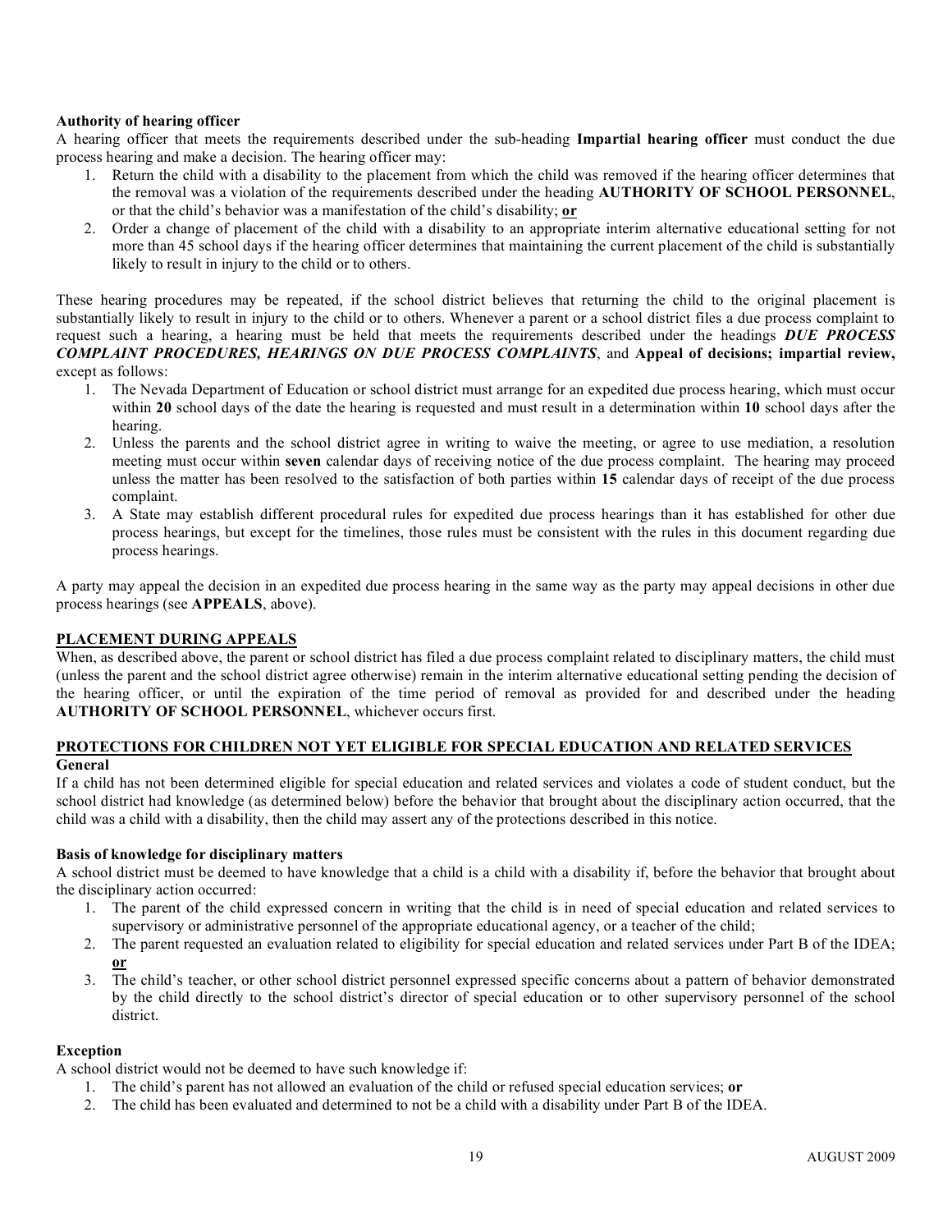**Authority of hearing officer**

A hearing officer that meets the requirements described under the sub-heading **Impartial hearing officer** must conduct the due process hearing and make a decision. The hearing officer may:

1. Return the child with a disability to the placement from which the child was removed if the hearing officer determines that the removal was a violation of the requirements described under the heading **AUTHORITY OF SCHOOL PERSONNEL**, or that the child's behavior was a manifestation of the child's disability; **or**
2. Order a change of placement of the child with a disability to an appropriate interim alternative educational setting for not more than 45 school days if the hearing officer determines that maintaining the current placement of the child is substantially likely to result in injury to the child or to others.

These hearing procedures may be repeated, if the school district believes that returning the child to the original placement is substantially likely to result in injury to the child or to others. Whenever a parent or a school district files a due process complaint to request such a hearing, a hearing must be held that meets the requirements described under the headings ***DUE PROCESS COMPLAINT PROCEDURES, HEARINGS ON DUE PROCESS COMPLAINTS***, and **Appeal of decisions; impartial review,** except as follows:

1. The Nevada Department of Education or school district must arrange for an expedited due process hearing, which must occur within **20** school days of the date the hearing is requested and must result in a determination within **10** school days after the hearing.
2. Unless the parents and the school district agree in writing to waive the meeting, or agree to use mediation, a resolution meeting must occur within **seven** calendar days of receiving notice of the due process complaint. The hearing may proceed unless the matter has been resolved to the satisfaction of both parties within **15** calendar days of receipt of the due process complaint.
3. A State may establish different procedural rules for expedited due process hearings than it has established for other due process hearings, but except for the timelines, those rules must be consistent with the rules in this document regarding due process hearings.

A party may appeal the decision in an expedited due process hearing in the same way as the party may appeal decisions in other due process hearings (see **APPEALS**, above).

## PLACEMENT DURING APPEALS

When, as described above, the parent or school district has filed a due process complaint related to disciplinary matters, the child must (unless the parent and the school district agree otherwise) remain in the interim alternative educational setting pending the decision of the hearing officer, or until the expiration of the time period of removal as provided for and described under the heading **AUTHORITY OF SCHOOL PERSONNEL**, whichever occurs first.

## PROTECTIONS FOR CHILDREN NOT YET ELIGIBLE FOR SPECIAL EDUCATION AND RELATED SERVICES

**General**

If a child has not been determined eligible for special education and related services and violates a code of student conduct, but the school district had knowledge (as determined below) before the behavior that brought about the disciplinary action occurred, that the child was a child with a disability, then the child may assert any of the protections described in this notice.

**Basis of knowledge for disciplinary matters**

A school district must be deemed to have knowledge that a child is a child with a disability if, before the behavior that brought about the disciplinary action occurred:

1. The parent of the child expressed concern in writing that the child is in need of special education and related services to supervisory or administrative personnel of the appropriate educational agency, or a teacher of the child;
2. The parent requested an evaluation related to eligibility for special education and related services under Part B of the IDEA; **or**
3. The child's teacher, or other school district personnel expressed specific concerns about a pattern of behavior demonstrated by the child directly to the school district's director of special education or to other supervisory personnel of the school district.

**Exception**

A school district would not be deemed to have such knowledge if:

1. The child's parent has not allowed an evaluation of the child or refused special education services; **or**
2. The child has been evaluated and determined to not be a child with a disability under Part B of the IDEA.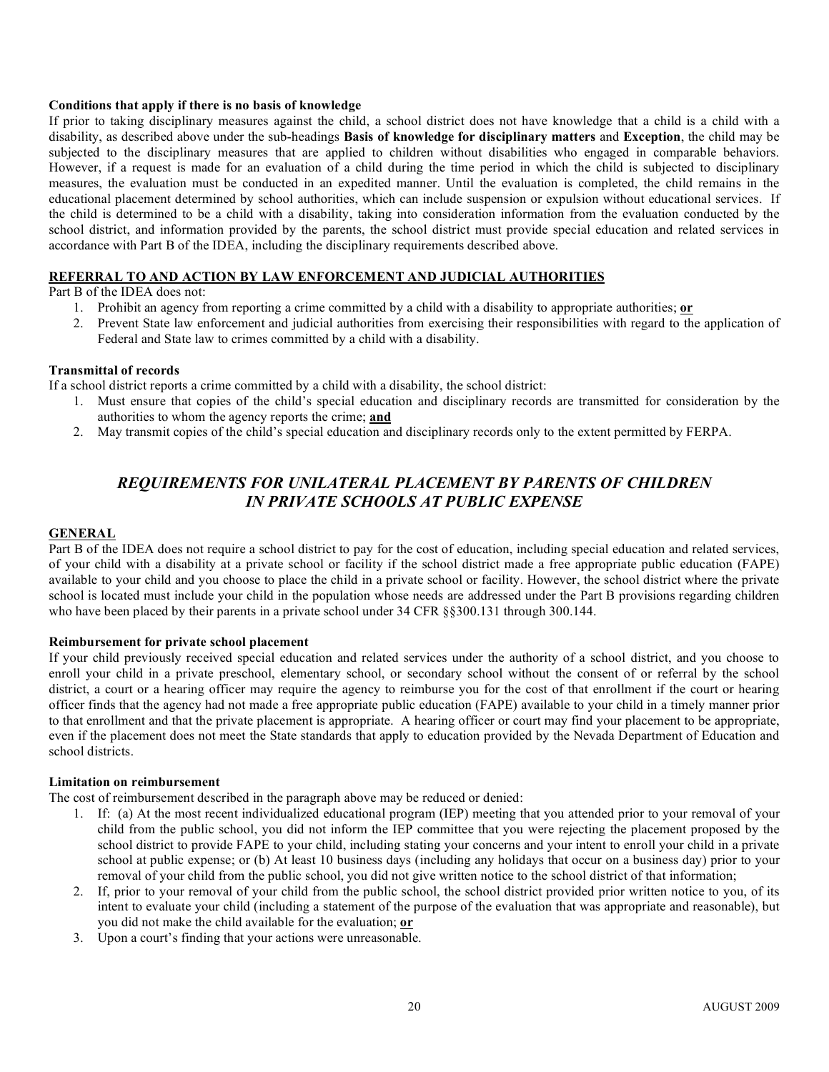**Conditions that apply if there is no basis of knowledge**

If prior to taking disciplinary measures against the child, a school district does not have knowledge that a child is a child with a disability, as described above under the sub-headings **Basis of knowledge for disciplinary matters** and **Exception**, the child may be subjected to the disciplinary measures that are applied to children without disabilities who engaged in comparable behaviors. However, if a request is made for an evaluation of a child during the time period in which the child is subjected to disciplinary measures, the evaluation must be conducted in an expedited manner. Until the evaluation is completed, the child remains in the educational placement determined by school authorities, which can include suspension or expulsion without educational services. If the child is determined to be a child with a disability, taking into consideration information from the evaluation conducted by the school district, and information provided by the parents, the school district must provide special education and related services in accordance with Part B of the IDEA, including the disciplinary requirements described above.

**REFERRAL TO AND ACTION BY LAW ENFORCEMENT AND JUDICIAL AUTHORITIES**

Part B of the IDEA does not:

1. Prohibit an agency from reporting a crime committed by a child with a disability to appropriate authorities; **or**
2. Prevent State law enforcement and judicial authorities from exercising their responsibilities with regard to the application of Federal and State law to crimes committed by a child with a disability.

**Transmittal of records**

If a school district reports a crime committed by a child with a disability, the school district:

1. Must ensure that copies of the child's special education and disciplinary records are transmitted for consideration by the authorities to whom the agency reports the crime; **and**
2. May transmit copies of the child's special education and disciplinary records only to the extent permitted by FERPA.

## *REQUIREMENTS FOR UNILATERAL PLACEMENT BY PARENTS OF CHILDREN IN PRIVATE SCHOOLS AT PUBLIC EXPENSE*

**GENERAL**

Part B of the IDEA does not require a school district to pay for the cost of education, including special education and related services, of your child with a disability at a private school or facility if the school district made a free appropriate public education (FAPE) available to your child and you choose to place the child in a private school or facility. However, the school district where the private school is located must include your child in the population whose needs are addressed under the Part B provisions regarding children who have been placed by their parents in a private school under 34 CFR §§300.131 through 300.144.

**Reimbursement for private school placement**

If your child previously received special education and related services under the authority of a school district, and you choose to enroll your child in a private preschool, elementary school, or secondary school without the consent of or referral by the school district, a court or a hearing officer may require the agency to reimburse you for the cost of that enrollment if the court or hearing officer finds that the agency had not made a free appropriate public education (FAPE) available to your child in a timely manner prior to that enrollment and that the private placement is appropriate. A hearing officer or court may find your placement to be appropriate, even if the placement does not meet the State standards that apply to education provided by the Nevada Department of Education and school districts.

**Limitation on reimbursement**

The cost of reimbursement described in the paragraph above may be reduced or denied:

1. If: (a) At the most recent individualized educational program (IEP) meeting that you attended prior to your removal of your child from the public school, you did not inform the IEP committee that you were rejecting the placement proposed by the school district to provide FAPE to your child, including stating your concerns and your intent to enroll your child in a private school at public expense; or (b) At least 10 business days (including any holidays that occur on a business day) prior to your removal of your child from the public school, you did not give written notice to the school district of that information;
2. If, prior to your removal of your child from the public school, the school district provided prior written notice to you, of its intent to evaluate your child (including a statement of the purpose of the evaluation that was appropriate and reasonable), but you did not make the child available for the evaluation; **or**
3. Upon a court's finding that your actions were unreasonable.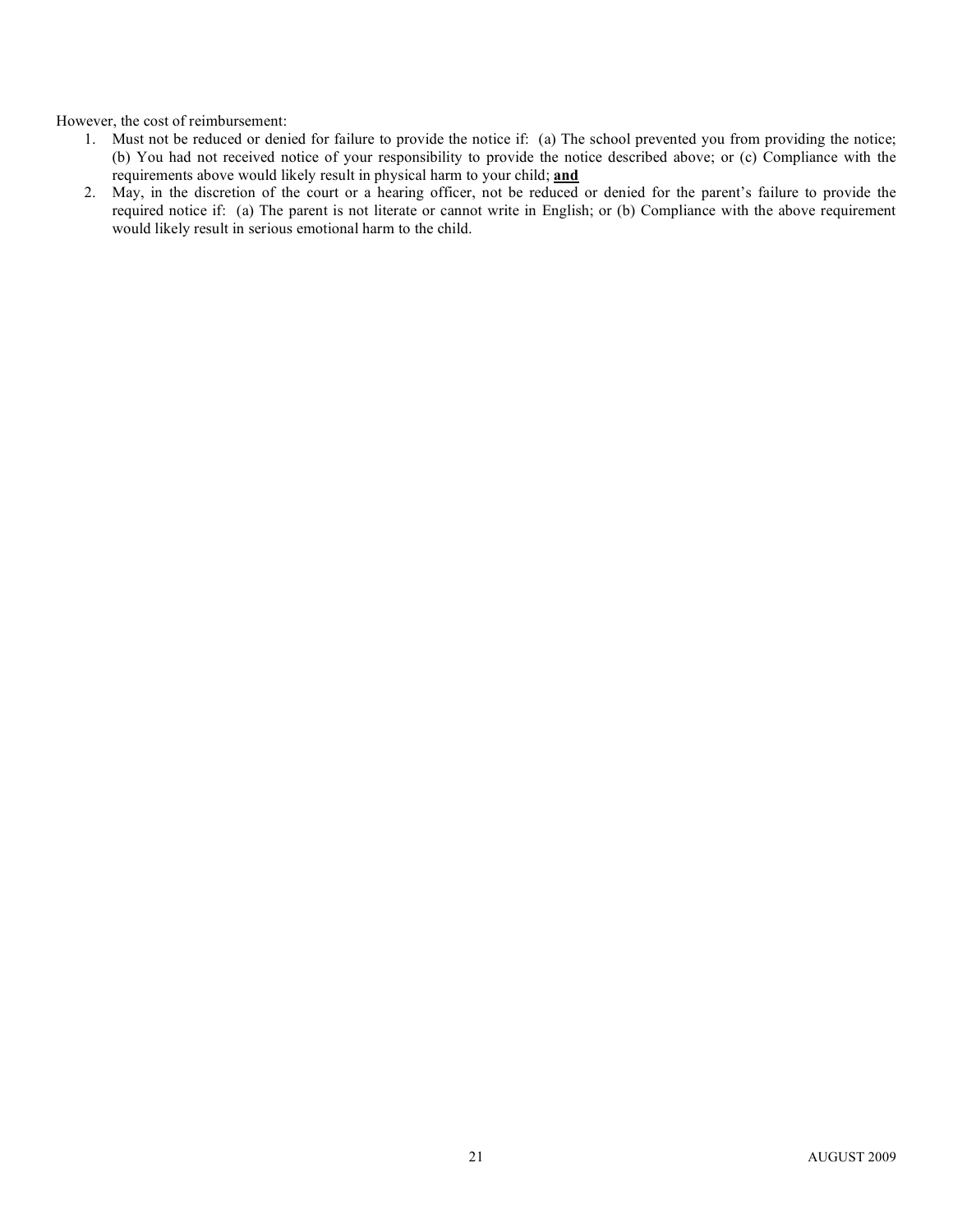However, the cost of reimbursement:

1. Must not be reduced or denied for failure to provide the notice if: (a) The school prevented you from providing the notice; (b) You had not received notice of your responsibility to provide the notice described above; or (c) Compliance with the requirements above would likely result in physical harm to your child; **and**
2. May, in the discretion of the court or a hearing officer, not be reduced or denied for the parent's failure to provide the required notice if: (a) The parent is not literate or cannot write in English; or (b) Compliance with the above requirement would likely result in serious emotional harm to the child.